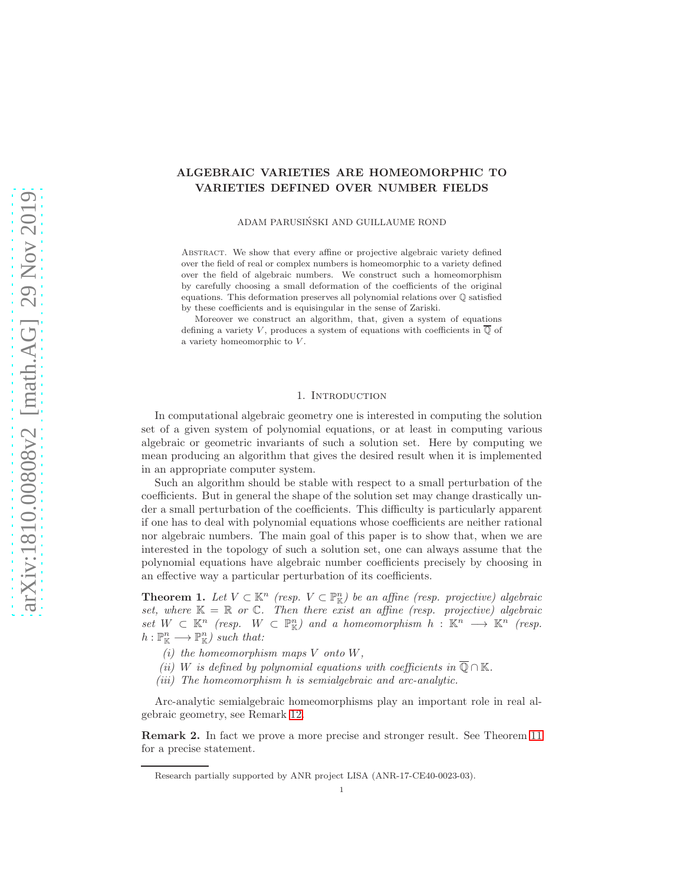# ALGEBRAIC VARIETIES ARE HOMEOMORPHIC TO VARIETIES DEFINED OVER NUMBER FIELDS

ADAM PARUSIŃSKI AND GUILLAUME ROND

Abstract. We show that every affine or projective algebraic variety defined over the field of real or complex numbers is homeomorphic to a variety defined over the field of algebraic numbers. We construct such a homeomorphism by carefully choosing a small deformation of the coefficients of the original equations. This deformation preserves all polynomial relations over $\mathbb{Q}$ satisfied by these coefficients and is equisingular in the sense of Zariski.

Moreover we construct an algorithm, that, given a system of equations defining a variety $V$, produces a system of equations with coefficients in $\overline{\mathbb{Q}}$ of a variety homeomorphic to $V$.

## 1. Introduction

In computational algebraic geometry one is interested in computing the solution set of a given system of polynomial equations, or at least in computing various algebraic or geometric invariants of such a solution set. Here by computing we mean producing an algorithm that gives the desired result when it is implemented in an appropriate computer system.

Such an algorithm should be stable with respect to a small perturbation of the coefficients. But in general the shape of the solution set may change drastically under a small perturbation of the coefficients. This difficulty is particularly apparent if one has to deal with polynomial equations whose coefficients are neither rational nor algebraic numbers. The main goal of this paper is to show that, when we are interested in the topology of such a solution set, one can always assume that the polynomial equations have algebraic number coefficients precisely by choosing in an effective way a particular perturbation of its coefficients.

**Theorem 1.** *Let $V \subset \mathbb{K}^n$ (resp. $V \subset \mathbb{P}^n_{\mathbb{K}}$) be an affine (resp. projective) algebraic set, where $\mathbb{K} = \mathbb{R}$ or $\mathbb{C}$. Then there exist an affine (resp. projective) algebraic set $W \subset \mathbb{K}^n$ (resp. $W \subset \mathbb{P}^n_{\mathbb{K}}$) and a homeomorphism $h : \mathbb{K}^n \longrightarrow \mathbb{K}^n$ (resp. $h : \mathbb{P}^n_{\mathbb{K}} \longrightarrow \mathbb{P}^n_{\mathbb{K}}$) such that:*

*(i) the homeomorphism maps $V$ onto $W$,*

*(ii) $W$ is defined by polynomial equations with coefficients in $\overline{\mathbb{Q}} \cap \mathbb{K}$.*

*(iii) The homeomorphism $h$ is semialgebraic and arc-analytic.*

Arc-analytic semialgebraic homeomorphisms play an important role in real algebraic geometry, see Remark 12.

**Remark 2.** In fact we prove a more precise and stronger result. See Theorem 11 for a precise statement.

Research partially supported by ANR project LISA (ANR-17-CE40-0023-03).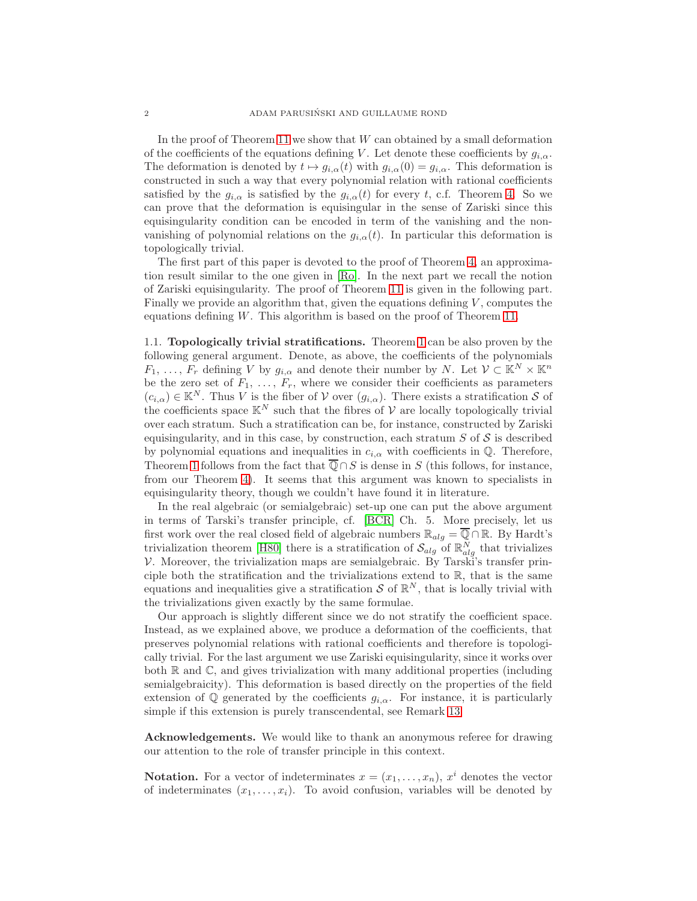In the proof of Theorem 11 we show that $W$ can obtained by a small deformation of the coefficients of the equations defining $V$. Let denote these coefficients by $g_{i,\alpha}$. The deformation is denoted by $t \mapsto g_{i,\alpha}(t)$ with $g_{i,\alpha}(0) = g_{i,\alpha}$. This deformation is constructed in such a way that every polynomial relation with rational coefficients satisfied by the $g_{i,\alpha}$ is satisfied by the $g_{i,\alpha}(t)$ for every $t$, c.f. Theorem 4. So we can prove that the deformation is equisingular in the sense of Zariski since this equisingularity condition can be encoded in term of the vanishing and the non-vanishing of polynomial relations on the $g_{i,\alpha}(t)$. In particular this deformation is topologically trivial.

The first part of this paper is devoted to the proof of Theorem 4, an approximation result similar to the one given in [Ro]. In the next part we recall the notion of Zariski equisingularity. The proof of Theorem 11 is given in the following part. Finally we provide an algorithm that, given the equations defining $V$, computes the equations defining $W$. This algorithm is based on the proof of Theorem 11.

**1.1. Topologically trivial stratifications.** Theorem 1 can be also proven by the following general argument. Denote, as above, the coefficients of the polynomials $F_1, \ldots, F_r$ defining $V$ by $g_{i,\alpha}$ and denote their number by $N$. Let $\mathcal{V} \subset \mathbb{K}^N \times \mathbb{K}^n$ be the zero set of $F_1, \ldots, F_r$, where we consider their coefficients as parameters $(c_{i,\alpha}) \in \mathbb{K}^N$. Thus $V$ is the fiber of $\mathcal{V}$ over $(g_{i,\alpha})$. There exists a stratification $\mathcal{S}$ of the coefficients space $\mathbb{K}^N$ such that the fibres of $\mathcal{V}$ are locally topologically trivial over each stratum. Such a stratification can be, for instance, constructed by Zariski equisingularity, and in this case, by construction, each stratum $S$ of $\mathcal{S}$ is described by polynomial equations and inequalities in $c_{i,\alpha}$ with coefficients in $\mathbb{Q}$. Therefore, Theorem 1 follows from the fact that $\overline{\mathbb{Q}} \cap S$ is dense in $S$ (this follows, for instance, from our Theorem 4). It seems that this argument was known to specialists in equisingularity theory, though we couldn't have found it in literature.

In the real algebraic (or semialgebraic) set-up one can put the above argument in terms of Tarski's transfer principle, cf. [BCR] Ch. 5. More precisely, let us first work over the real closed field of algebraic numbers $\mathbb{R}_{alg} = \overline{\mathbb{Q}} \cap \mathbb{R}$. By Hardt's trivialization theorem [H80] there is a stratification of $\mathcal{S}_{alg}$ of $\mathbb{R}^N_{alg}$ that trivializes $\mathcal{V}$. Moreover, the trivialization maps are semialgebraic. By Tarski's transfer principle both the stratification and the trivializations extend to $\mathbb{R}$, that is the same equations and inequalities give a stratification $\mathcal{S}$ of $\mathbb{R}^N$, that is locally trivial with the trivializations given exactly by the same formulae.

Our approach is slightly different since we do not stratify the coefficient space. Instead, as we explained above, we produce a deformation of the coefficients, that preserves polynomial relations with rational coefficients and therefore is topologically trivial. For the last argument we use Zariski equisingularity, since it works over both $\mathbb{R}$ and $\mathbb{C}$, and gives trivialization with many additional properties (including semialgebraicity). This deformation is based directly on the properties of the field extension of $\mathbb{Q}$ generated by the coefficients $g_{i,\alpha}$. For instance, it is particularly simple if this extension is purely transcendental, see Remark 13.

**Acknowledgements.** We would like to thank an anonymous referee for drawing our attention to the role of transfer principle in this context.

**Notation.** For a vector of indeterminates $x = (x_1, \ldots, x_n)$, $x^i$ denotes the vector of indeterminates $(x_1, \ldots, x_i)$. To avoid confusion, variables will be denoted by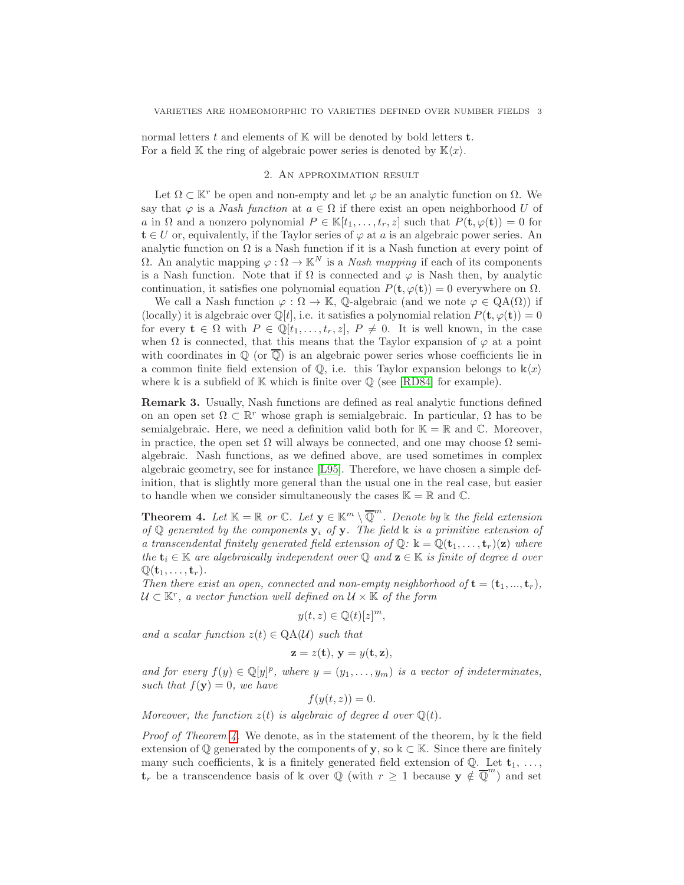normal letters $t$ and elements of $\mathbb{K}$ will be denoted by bold letters $\mathbf{t}$.
For a field $\mathbb{K}$ the ring of algebraic power series is denoted by $\mathbb{K}\langle x\rangle$.

## 2. An approximation result

Let $\Omega \subset \mathbb{K}^r$ be open and non-empty and let $\varphi$ be an analytic function on $\Omega$. We say that $\varphi$ is a *Nash function* at $a \in \Omega$ if there exist an open neighborhood $U$ of $a$ in $\Omega$ and a nonzero polynomial $P \in \mathbb{K}[t_1, \ldots, t_r, z]$ such that $P(\mathbf{t}, \varphi(\mathbf{t})) = 0$ for $\mathbf{t} \in U$ or, equivalently, if the Taylor series of $\varphi$ at $a$ is an algebraic power series. An analytic function on $\Omega$ is a Nash function if it is a Nash function at every point of $\Omega$. An analytic mapping $\varphi : \Omega \to \mathbb{K}^N$ is a *Nash mapping* if each of its components is a Nash function. Note that if $\Omega$ is connected and $\varphi$ is Nash then, by analytic continuation, it satisfies one polynomial equation $P(\mathbf{t}, \varphi(\mathbf{t})) = 0$ everywhere on $\Omega$.

We call a Nash function $\varphi : \Omega \to \mathbb{K}$, $\mathbb{Q}$-algebraic (and we note $\varphi \in \mathrm{QA}(\Omega)$) if (locally) it is algebraic over $\mathbb{Q}[t]$, i.e. it satisfies a polynomial relation $P(\mathbf{t}, \varphi(\mathbf{t})) = 0$ for every $\mathbf{t} \in \Omega$ with $P \in \mathbb{Q}[t_1, \ldots, t_r, z]$, $P \neq 0$. It is well known, in the case when $\Omega$ is connected, that this means that the Taylor expansion of $\varphi$ at a point with coordinates in $\mathbb{Q}$ (or $\overline{\mathbb{Q}}$) is an algebraic power series whose coefficients lie in a common finite field extension of $\mathbb{Q}$, i.e. this Taylor expansion belongs to $\Bbbk\langle x\rangle$ where $\Bbbk$ is a subfield of $\mathbb{K}$ which is finite over $\mathbb{Q}$ (see [RD84] for example).

**Remark 3.** Usually, Nash functions are defined as real analytic functions defined on an open set $\Omega \subset \mathbb{R}^r$ whose graph is semialgebraic. In particular, $\Omega$ has to be semialgebraic. Here, we need a definition valid both for $\mathbb{K} = \mathbb{R}$ and $\mathbb{C}$. Moreover, in practice, the open set $\Omega$ will always be connected, and one may choose $\Omega$ semialgebraic. Nash functions, as we defined above, are used sometimes in complex algebraic geometry, see for instance [L95]. Therefore, we have chosen a simple definition, that is slightly more general than the usual one in the real case, but easier to handle when we consider simultaneously the cases $\mathbb{K} = \mathbb{R}$ and $\mathbb{C}$.

**Theorem 4.** *Let $\mathbb{K} = \mathbb{R}$ or $\mathbb{C}$. Let $\mathbf{y} \in \mathbb{K}^m \setminus \overline{\mathbb{Q}}^m$. Denote by $\Bbbk$ the field extension of $\mathbb{Q}$ generated by the components $\mathbf{y}_i$ of $\mathbf{y}$. The field $\Bbbk$ is a primitive extension of a transcendental finitely generated field extension of $\mathbb{Q}$: $\Bbbk = \mathbb{Q}(\mathbf{t}_1, \ldots, \mathbf{t}_r)(\mathbf{z})$ where the $\mathbf{t}_i \in \mathbb{K}$ are algebraically independent over $\mathbb{Q}$ and $\mathbf{z} \in \mathbb{K}$ is finite of degree $d$ over $\mathbb{Q}(\mathbf{t}_1, \ldots, \mathbf{t}_r)$.*

*Then there exist an open, connected and non-empty neighborhood of $\mathbf{t} = (\mathbf{t}_1, ..., \mathbf{t}_r)$, $\mathcal{U} \subset \mathbb{K}^r$, a vector function well defined on $\mathcal{U} \times \mathbb{K}$ of the form*

$$y(t, z) \in \mathbb{Q}(t)[z]^m,$$

*and a scalar function $z(t) \in \mathrm{QA}(\mathcal{U})$ such that*

$$\mathbf{z} = z(\mathbf{t}),\ \mathbf{y} = y(\mathbf{t}, \mathbf{z}),$$

*and for every $f(y) \in \mathbb{Q}[y]^p$, where $y = (y_1, \ldots, y_m)$ is a vector of indeterminates, such that $f(\mathbf{y}) = 0$, we have*

$$f(y(t, z)) = 0.$$

*Moreover, the function $z(t)$ is algebraic of degree $d$ over $\mathbb{Q}(t)$.*

*Proof of Theorem 4.* We denote, as in the statement of the theorem, by $\Bbbk$ the field extension of $\mathbb{Q}$ generated by the components of $\mathbf{y}$, so $\Bbbk \subset \mathbb{K}$. Since there are finitely many such coefficients, $\Bbbk$ is a finitely generated field extension of $\mathbb{Q}$. Let $\mathbf{t}_1, \ldots, \mathbf{t}_r$ be a transcendence basis of $\Bbbk$ over $\mathbb{Q}$ (with $r \geq 1$ because $\mathbf{y} \notin \overline{\mathbb{Q}}^m$) and set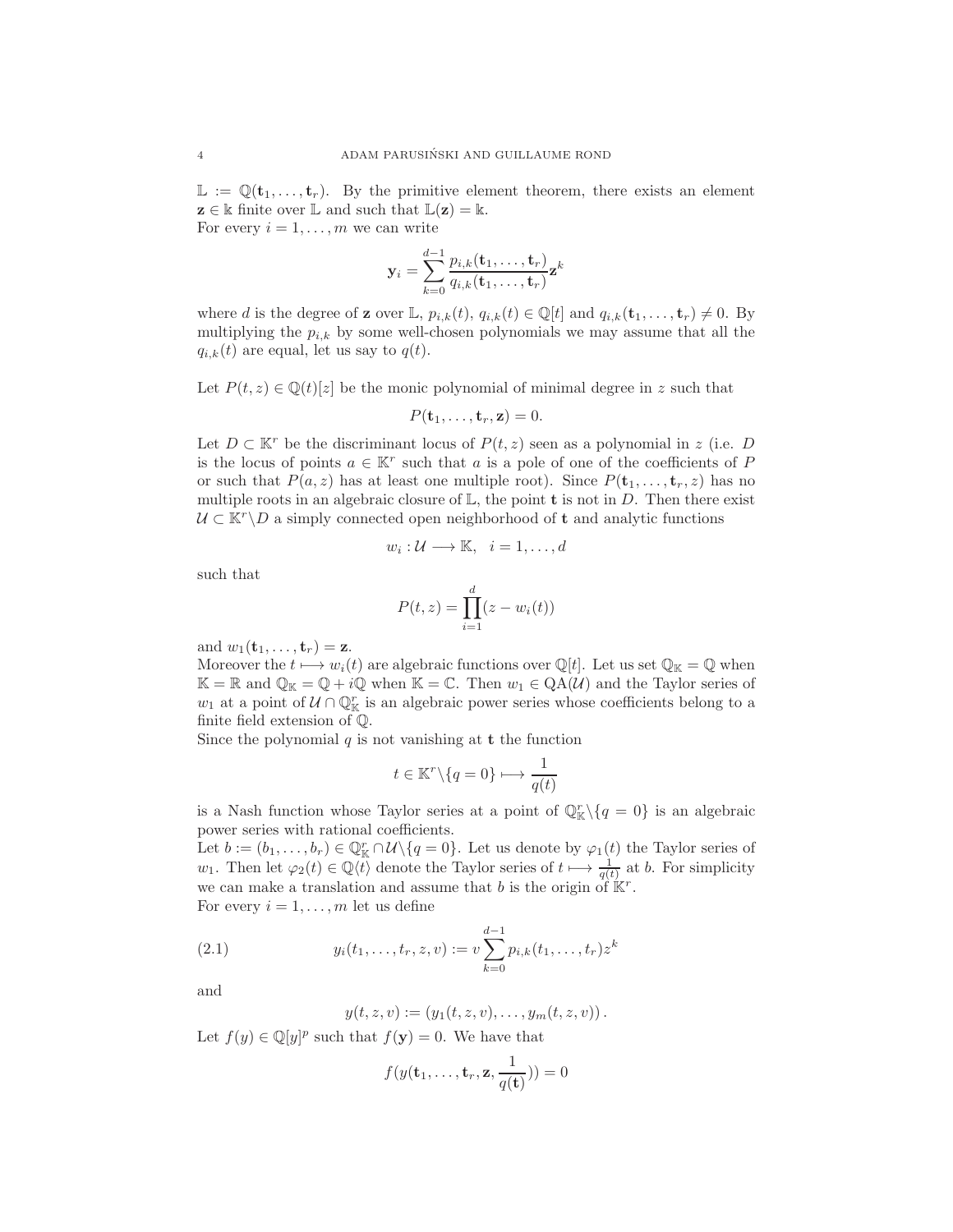$\mathbb{L} := \mathbb{Q}(\mathbf{t}_1, \ldots, \mathbf{t}_r)$. By the primitive element theorem, there exists an element $\mathbf{z} \in \Bbbk$ finite over $\mathbb{L}$ and such that $\mathbb{L}(\mathbf{z}) = \Bbbk$.
For every $i = 1, \ldots, m$ we can write

$$\mathbf{y}_i = \sum_{k=0}^{d-1} \frac{p_{i,k}(\mathbf{t}_1, \ldots, \mathbf{t}_r)}{q_{i,k}(\mathbf{t}_1, \ldots, \mathbf{t}_r)} \mathbf{z}^k$$

where $d$ is the degree of $\mathbf{z}$ over $\mathbb{L}$, $p_{i,k}(t)$, $q_{i,k}(t) \in \mathbb{Q}[t]$ and $q_{i,k}(\mathbf{t}_1, \ldots, \mathbf{t}_r) \neq 0$. By multiplying the $p_{i,k}$ by some well-chosen polynomials we may assume that all the $q_{i,k}(t)$ are equal, let us say to $q(t)$.

Let $P(t, z) \in \mathbb{Q}(t)[z]$ be the monic polynomial of minimal degree in $z$ such that

$$P(\mathbf{t}_1, \ldots, \mathbf{t}_r, \mathbf{z}) = 0.$$

Let $D \subset \mathbb{K}^r$ be the discriminant locus of $P(t, z)$ seen as a polynomial in $z$ (i.e. $D$ is the locus of points $a \in \mathbb{K}^r$ such that $a$ is a pole of one of the coefficients of $P$ or such that $P(a, z)$ has at least one multiple root). Since $P(\mathbf{t}_1, \ldots, \mathbf{t}_r, z)$ has no multiple roots in an algebraic closure of $\mathbb{L}$, the point $\mathbf{t}$ is not in $D$. Then there exist $\mathcal{U} \subset \mathbb{K}^r \backslash D$ a simply connected open neighborhood of $\mathbf{t}$ and analytic functions

$$w_i : \mathcal{U} \longrightarrow \mathbb{K}, \quad i = 1, \ldots, d$$

such that

$$P(t, z) = \prod_{i=1}^{d} (z - w_i(t))$$

and $w_1(\mathbf{t}_1, \ldots, \mathbf{t}_r) = \mathbf{z}$.
Moreover the $t \longmapsto w_i(t)$ are algebraic functions over $\mathbb{Q}[t]$. Let us set $\mathbb{Q}_{\mathbb{K}} = \mathbb{Q}$ when $\mathbb{K} = \mathbb{R}$ and $\mathbb{Q}_{\mathbb{K}} = \mathbb{Q} + i\mathbb{Q}$ when $\mathbb{K} = \mathbb{C}$. Then $w_1 \in \mathrm{QA}(\mathcal{U})$ and the Taylor series of $w_1$ at a point of $\mathcal{U} \cap \mathbb{Q}_{\mathbb{K}}^r$ is an algebraic power series whose coefficients belong to a finite field extension of $\mathbb{Q}$.
Since the polynomial $q$ is not vanishing at $\mathbf{t}$ the function

$$t \in \mathbb{K}^r \backslash \{q = 0\} \longmapsto \frac{1}{q(t)}$$

is a Nash function whose Taylor series at a point of $\mathbb{Q}_{\mathbb{K}}^r \backslash \{q = 0\}$ is an algebraic power series with rational coefficients.
Let $b := (b_1, \ldots, b_r) \in \mathbb{Q}_{\mathbb{K}}^r \cap \mathcal{U} \backslash \{q = 0\}$. Let us denote by $\varphi_1(t)$ the Taylor series of $w_1$. Then let $\varphi_2(t) \in \mathbb{Q}\langle t \rangle$ denote the Taylor series of $t \longmapsto \frac{1}{q(t)}$ at $b$. For simplicity we can make a translation and assume that $b$ is the origin of $\mathbb{K}^r$.
For every $i = 1, \ldots, m$ let us define

$$y_i(t_1, \ldots, t_r, z, v) := v \sum_{k=0}^{d-1} p_{i,k}(t_1, \ldots, t_r) z^k \tag{2.1}$$

and

$$y(t, z, v) := (y_1(t, z, v), \ldots, y_m(t, z, v)).$$

Let $f(y) \in \mathbb{Q}[y]^p$ such that $f(\mathbf{y}) = 0$. We have that

$$f(y(\mathbf{t}_1, \ldots, \mathbf{t}_r, \mathbf{z}, \frac{1}{q(\mathbf{t})})) = 0$$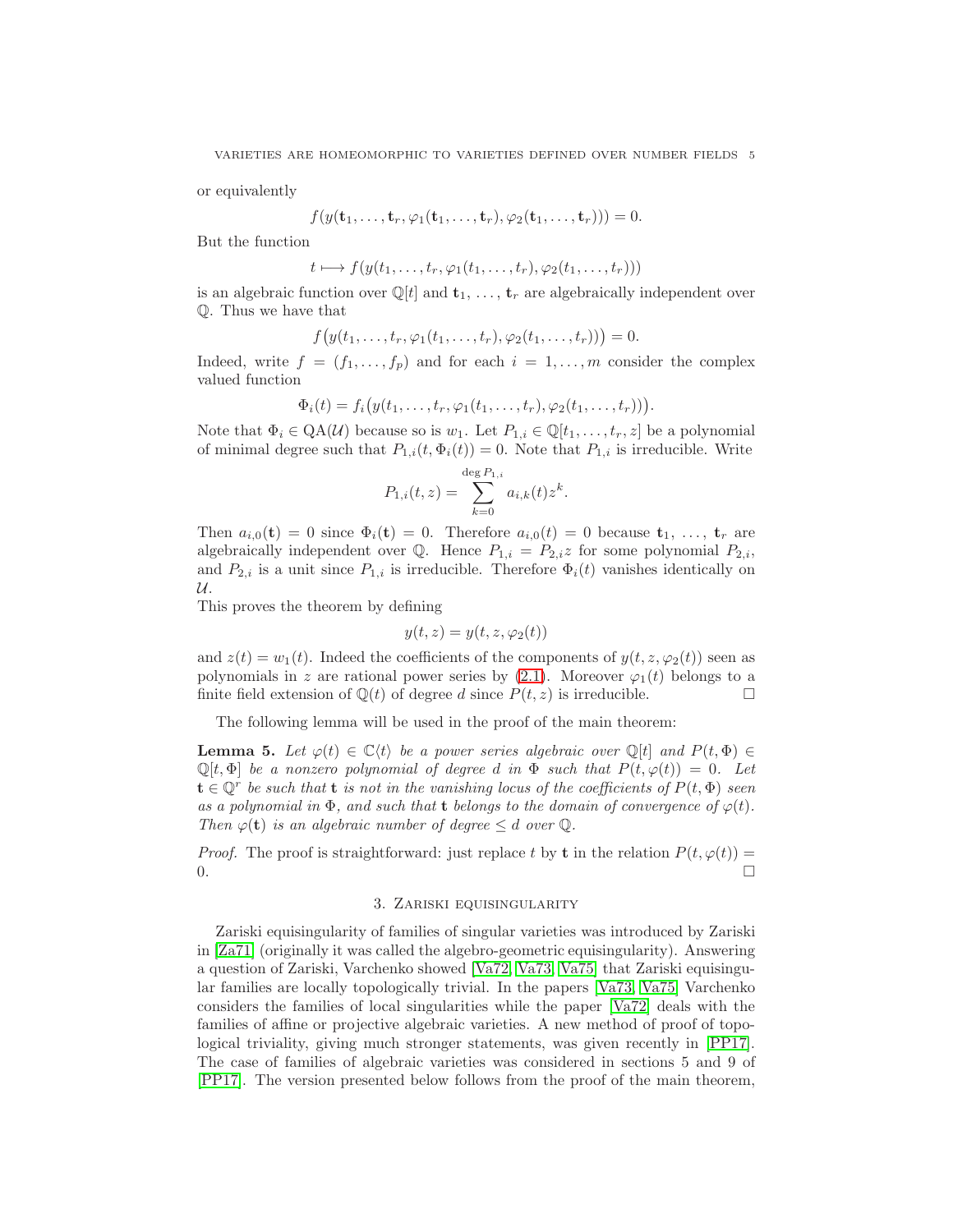or equivalently

$$f(y(\mathbf{t}_1,\dots,\mathbf{t}_r,\varphi_1(\mathbf{t}_1,\dots,\mathbf{t}_r),\varphi_2(\mathbf{t}_1,\dots,\mathbf{t}_r)))=0.$$

But the function

$$t\longmapsto f(y(t_1,\dots,t_r,\varphi_1(t_1,\dots,t_r),\varphi_2(t_1,\dots,t_r)))$$

is an algebraic function over $\mathbb{Q}[t]$ and $\mathbf{t}_1$, ..., $\mathbf{t}_r$ are algebraically independent over $\mathbb{Q}$. Thus we have that

$$f\big(y(t_1,\dots,t_r,\varphi_1(t_1,\dots,t_r),\varphi_2(t_1,\dots,t_r))\big)=0.$$

Indeed, write $f=(f_1,\dots,f_p)$ and for each $i=1,\dots,m$ consider the complex valued function

$$\Phi_i(t)=f_i\big(y(t_1,\dots,t_r,\varphi_1(t_1,\dots,t_r),\varphi_2(t_1,\dots,t_r))\big).$$

Note that $\Phi_i\in \mathrm{QA}(\mathcal{U})$ because so is $w_1$. Let $P_{1,i}\in\mathbb{Q}[t_1,\dots,t_r,z]$ be a polynomial of minimal degree such that $P_{1,i}(t,\Phi_i(t))=0$. Note that $P_{1,i}$ is irreducible. Write

$$P_{1,i}(t,z)=\sum_{k=0}^{\deg P_{1,i}}a_{i,k}(t)z^k.$$

Then $a_{i,0}(\mathbf{t})=0$ since $\Phi_i(\mathbf{t})=0$. Therefore $a_{i,0}(t)=0$ because $\mathbf{t}_1$, ..., $\mathbf{t}_r$ are algebraically independent over $\mathbb{Q}$. Hence $P_{1,i}=P_{2,i}z$ for some polynomial $P_{2,i}$, and $P_{2,i}$ is a unit since $P_{1,i}$ is irreducible. Therefore $\Phi_i(t)$ vanishes identically on $\mathcal{U}$.

This proves the theorem by defining

$$y(t,z)=y(t,z,\varphi_2(t))$$

and $z(t)=w_1(t)$. Indeed the coefficients of the components of $y(t,z,\varphi_2(t))$ seen as polynomials in $z$ are rational power series by (2.1). Moreover $\varphi_1(t)$ belongs to a finite field extension of $\mathbb{Q}(t)$ of degree $d$ since $P(t,z)$ is irreducible. □

The following lemma will be used in the proof of the main theorem:

**Lemma 5.** *Let $\varphi(t)\in\mathbb{C}\langle t\rangle$ be a power series algebraic over $\mathbb{Q}[t]$ and $P(t,\Phi)\in\mathbb{Q}[t,\Phi]$ be a nonzero polynomial of degree $d$ in $\Phi$ such that $P(t,\varphi(t))=0$. Let $\mathbf{t}\in\mathbb{Q}^r$ be such that $\mathbf{t}$ is not in the vanishing locus of the coefficients of $P(t,\Phi)$ seen as a polynomial in $\Phi$, and such that $\mathbf{t}$ belongs to the domain of convergence of $\varphi(t)$. Then $\varphi(\mathbf{t})$ is an algebraic number of degree $\leq d$ over $\mathbb{Q}$.*

*Proof.* The proof is straightforward: just replace $t$ by $\mathbf{t}$ in the relation $P(t,\varphi(t))=0$. □

## 3. Zariski equisingularity

Zariski equisingularity of families of singular varieties was introduced by Zariski in [Za71] (originally it was called the algebro-geometric equisingularity). Answering a question of Zariski, Varchenko showed [Va72, Va73, Va75] that Zariski equisingular families are locally topologically trivial. In the papers [Va73, Va75] Varchenko considers the families of local singularities while the paper [Va72] deals with the families of affine or projective algebraic varieties. A new method of proof of topological triviality, giving much stronger statements, was given recently in [PP17]. The case of families of algebraic varieties was considered in sections 5 and 9 of [PP17]. The version presented below follows from the proof of the main theorem,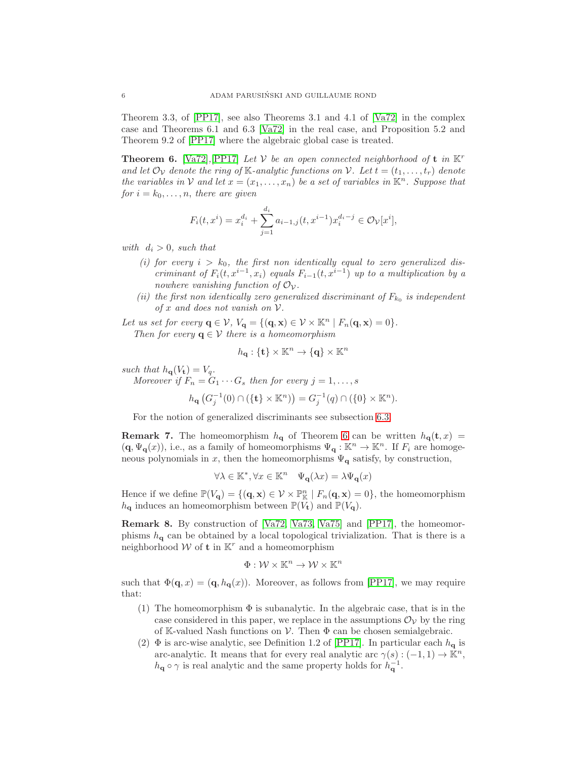Theorem 3.3, of [PP17], see also Theorems 3.1 and 4.1 of [Va72] in the complex case and Theorems 6.1 and 6.3 [Va72] in the real case, and Proposition 5.2 and Theorem 9.2 of [PP17] where the algebraic global case is treated.

**Theorem 6.** [Va72],[PP17] *Let $\mathcal{V}$ be an open connected neighborhood of $\mathbf{t}$ in $\mathbb{K}^r$ and let $\mathcal{O}_\mathcal{V}$ denote the ring of $\mathbb{K}$-analytic functions on $\mathcal{V}$. Let $t = (t_1, \ldots, t_r)$ denote the variables in $\mathcal{V}$ and let $x = (x_1, \ldots, x_n)$ be a set of variables in $\mathbb{K}^n$. Suppose that for $i = k_0, \ldots, n$, there are given*

$$F_i(t, x^i) = x_i^{d_i} + \sum_{j=1}^{d_i} a_{i-1,j}(t, x^{i-1}) x_i^{d_i - j} \in \mathcal{O}_\mathcal{V}[x^i],$$

*with $d_i > 0$, such that*

- *(i) for every $i > k_0$, the first non identically equal to zero generalized discriminant of $F_i(t, x^{i-1}, x_i)$ equals $F_{i-1}(t, x^{i-1})$ up to a multiplication by a nowhere vanishing function of $\mathcal{O}_\mathcal{V}$.*
- *(ii) the first non identically zero generalized discriminant of $F_{k_0}$ is independent of $x$ and does not vanish on $\mathcal{V}$.*

*Let us set for every $\mathbf{q} \in \mathcal{V}$, $V_\mathbf{q} = \{(\mathbf{q}, \mathbf{x}) \in \mathcal{V} \times \mathbb{K}^n \mid F_n(\mathbf{q}, \mathbf{x}) = 0\}$.*

*Then for every $\mathbf{q} \in \mathcal{V}$ there is a homeomorphism*

$$h_\mathbf{q} : \{\mathbf{t}\} \times \mathbb{K}^n \to \{\mathbf{q}\} \times \mathbb{K}^n$$

*such that $h_\mathbf{q}(V_\mathbf{t}) = V_q$.*

*Moreover if $F_n = G_1 \cdots G_s$ then for every $j = 1, \ldots, s$*

$$h_\mathbf{q}\left(G_j^{-1}(0) \cap (\{\mathbf{t}\} \times \mathbb{K}^n)\right) = G_j^{-1}(q) \cap (\{0\} \times \mathbb{K}^n).$$

For the notion of generalized discriminants see subsection 6.3.

**Remark 7.** The homeomorphism $h_\mathbf{q}$ of Theorem 6 can be written $h_\mathbf{q}(\mathbf{t}, x) = (\mathbf{q}, \Psi_\mathbf{q}(x))$, i.e., as a family of homeomorphisms $\Psi_\mathbf{q} : \mathbb{K}^n \to \mathbb{K}^n$. If $F_i$ are homogeneous polynomials in $x$, then the homeomorphisms $\Psi_\mathbf{q}$ satisfy, by construction,

$$\forall \lambda \in \mathbb{K}^*, \forall x \in \mathbb{K}^n \quad \Psi_\mathbf{q}(\lambda x) = \lambda \Psi_\mathbf{q}(x)$$

Hence if we define $\mathbb{P}(V_\mathbf{q}) = \{(\mathbf{q}, \mathbf{x}) \in \mathcal{V} \times \mathbb{P}^n_\mathbb{K} \mid F_n(\mathbf{q}, \mathbf{x}) = 0\}$, the homeomorphism $h_\mathbf{q}$ induces an homeomorphism between $\mathbb{P}(V_\mathbf{t})$ and $\mathbb{P}(V_\mathbf{q})$.

**Remark 8.** By construction of [Va72, Va73, Va75] and [PP17], the homeomorphisms $h_\mathbf{q}$ can be obtained by a local topological trivialization. That is there is a neighborhood $\mathcal{W}$ of $\mathbf{t}$ in $\mathbb{K}^r$ and a homeomorphism

$$\Phi : \mathcal{W} \times \mathbb{K}^n \to \mathcal{W} \times \mathbb{K}^n$$

such that $\Phi(\mathbf{q}, x) = (\mathbf{q}, h_\mathbf{q}(x))$. Moreover, as follows from [PP17], we may require that:

1. The homeomorphism $\Phi$ is subanalytic. In the algebraic case, that is in the case considered in this paper, we replace in the assumptions $\mathcal{O}_\mathcal{V}$ by the ring of $\mathbb{K}$-valued Nash functions on $\mathcal{V}$. Then $\Phi$ can be chosen semialgebraic.
2. $\Phi$ is arc-wise analytic, see Definition 1.2 of [PP17]. In particular each $h_\mathbf{q}$ is arc-analytic. It means that for every real analytic arc $\gamma(s) : (-1, 1) \to \mathbb{K}^n$, $h_\mathbf{q} \circ \gamma$ is real analytic and the same property holds for $h_\mathbf{q}^{-1}$.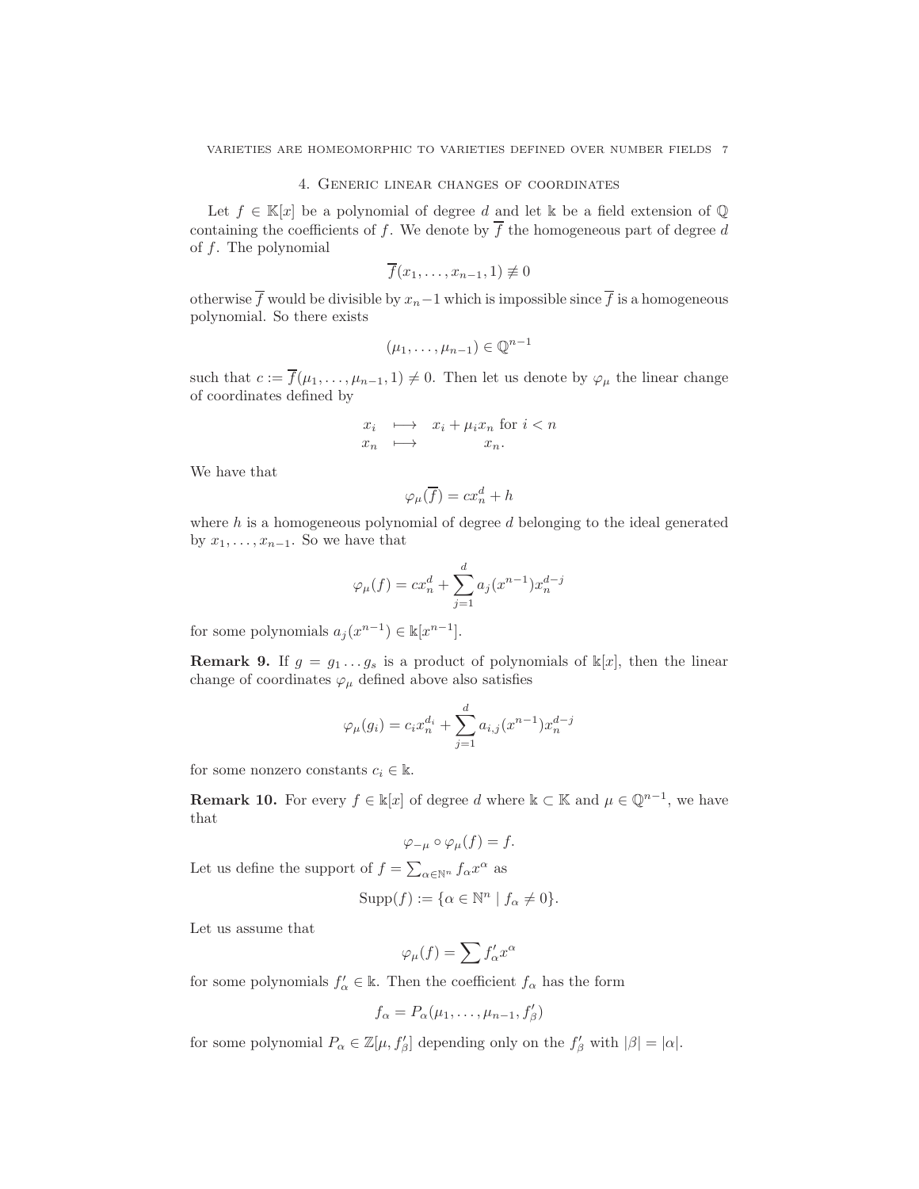## 4. Generic linear changes of coordinates

Let $f \in \mathbb{K}[x]$ be a polynomial of degree $d$ and let $\Bbbk$ be a field extension of $\mathbb{Q}$ containing the coefficients of $f$. We denote by $\overline{f}$ the homogeneous part of degree $d$ of $f$. The polynomial

$$\overline{f}(x_1, \ldots, x_{n-1}, 1) \not\equiv 0$$

otherwise $\overline{f}$ would be divisible by $x_n - 1$ which is impossible since $\overline{f}$ is a homogeneous polynomial. So there exists

$$(\mu_1, \ldots, \mu_{n-1}) \in \mathbb{Q}^{n-1}$$

such that $c := \overline{f}(\mu_1, \ldots, \mu_{n-1}, 1) \neq 0$. Then let us denote by $\varphi_\mu$ the linear change of coordinates defined by

$$\begin{array}{ccc} x_i & \longmapsto & x_i + \mu_i x_n \text{ for } i < n \\ x_n & \longmapsto & x_n. \end{array}$$

We have that

$$\varphi_\mu(\overline{f}) = c x_n^d + h$$

where $h$ is a homogeneous polynomial of degree $d$ belonging to the ideal generated by $x_1, \ldots, x_{n-1}$. So we have that

$$\varphi_\mu(f) = c x_n^d + \sum_{j=1}^{d} a_j(x^{n-1}) x_n^{d-j}$$

for some polynomials $a_j(x^{n-1}) \in \Bbbk[x^{n-1}]$.

**Remark 9.** If $g = g_1 \ldots g_s$ is a product of polynomials of $\Bbbk[x]$, then the linear change of coordinates $\varphi_\mu$ defined above also satisfies

$$\varphi_\mu(g_i) = c_i x_n^{d_i} + \sum_{j=1}^{d} a_{i,j}(x^{n-1}) x_n^{d-j}$$

for some nonzero constants $c_i \in \Bbbk$.

**Remark 10.** For every $f \in \Bbbk[x]$ of degree $d$ where $\Bbbk \subset \mathbb{K}$ and $\mu \in \mathbb{Q}^{n-1}$, we have that

$$\varphi_{-\mu} \circ \varphi_\mu(f) = f.$$

Let us define the support of $f = \sum_{\alpha \in \mathbb{N}^n} f_\alpha x^\alpha$ as

$$\mathrm{Supp}(f) := \{\alpha \in \mathbb{N}^n \mid f_\alpha \neq 0\}.$$

Let us assume that

$$\varphi_\mu(f) = \sum f'_\alpha x^\alpha$$

for some polynomials $f'_\alpha \in \Bbbk$. Then the coefficient $f_\alpha$ has the form

$$f_\alpha = P_\alpha(\mu_1, \ldots, \mu_{n-1}, f'_\beta)$$

for some polynomial $P_\alpha \in \mathbb{Z}[\mu, f'_\beta]$ depending only on the $f'_\beta$ with $|\beta| = |\alpha|$.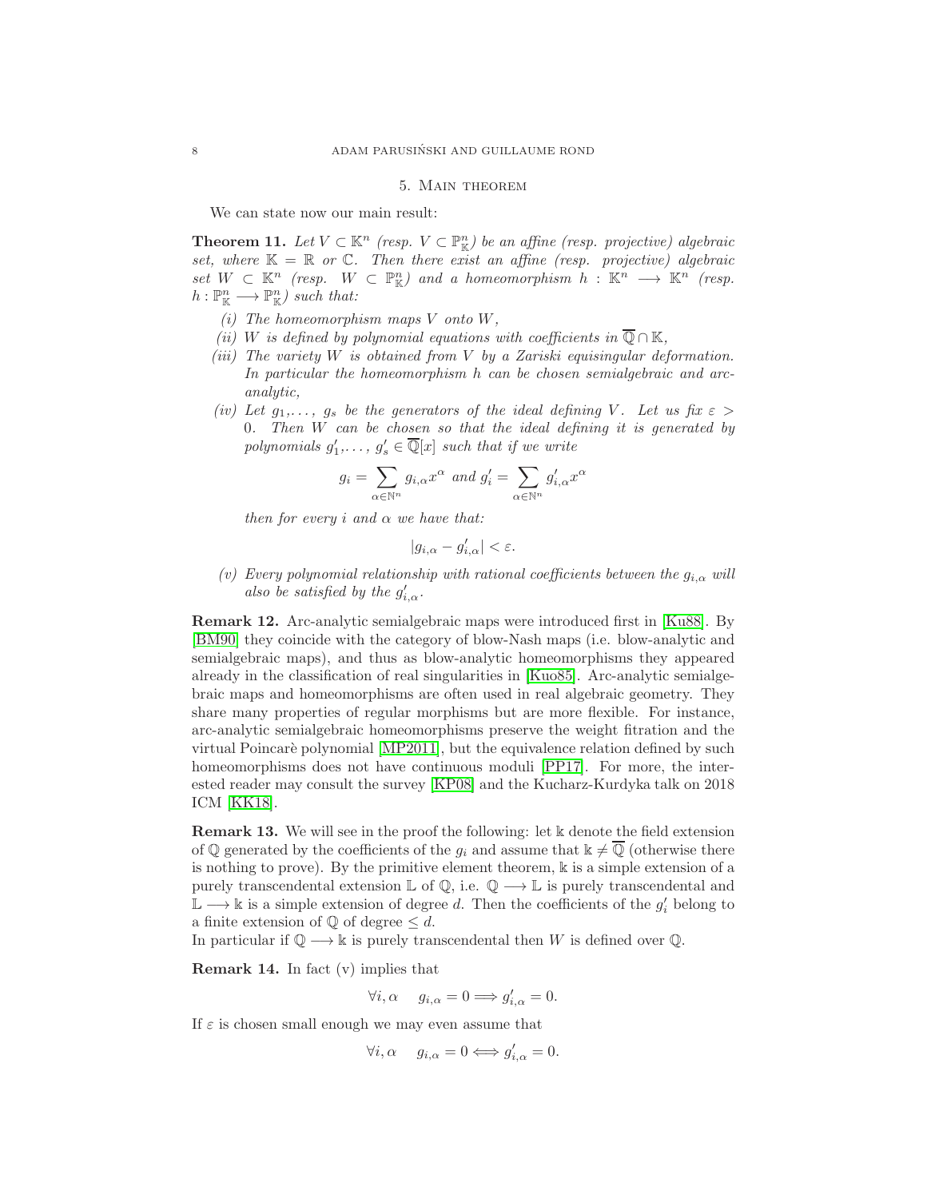## 5. Main theorem

We can state now our main result:

**Theorem 11.** *Let $V \subset \mathbb{K}^n$ (resp. $V \subset \mathbb{P}^n_{\mathbb{K}}$) be an affine (resp. projective) algebraic set, where $\mathbb{K} = \mathbb{R}$ or $\mathbb{C}$. Then there exist an affine (resp. projective) algebraic set $W \subset \mathbb{K}^n$ (resp. $W \subset \mathbb{P}^n_{\mathbb{K}}$) and a homeomorphism $h : \mathbb{K}^n \longrightarrow \mathbb{K}^n$ (resp. $h : \mathbb{P}^n_{\mathbb{K}} \longrightarrow \mathbb{P}^n_{\mathbb{K}}$) such that:*

- *(i) The homeomorphism maps $V$ onto $W$,*
- *(ii) $W$ is defined by polynomial equations with coefficients in $\overline{\mathbb{Q}} \cap \mathbb{K}$,*
- *(iii) The variety $W$ is obtained from $V$ by a Zariski equisingular deformation. In particular the homeomorphism $h$ can be chosen semialgebraic and arc-analytic,*
- *(iv) Let $g_1, \ldots, g_s$ be the generators of the ideal defining $V$. Let us fix $\varepsilon > 0$. Then $W$ can be chosen so that the ideal defining it is generated by polynomials $g'_1, \ldots, g'_s \in \overline{\mathbb{Q}}[x]$ such that if we write*
$$g_i = \sum_{\alpha \in \mathbb{N}^n} g_{i,\alpha} x^\alpha \text{ and } g'_i = \sum_{\alpha \in \mathbb{N}^n} g'_{i,\alpha} x^\alpha$$
*then for every $i$ and $\alpha$ we have that:*
$$|g_{i,\alpha} - g'_{i,\alpha}| < \varepsilon.$$
- *(v) Every polynomial relationship with rational coefficients between the $g_{i,\alpha}$ will also be satisfied by the $g'_{i,\alpha}$.*

**Remark 12.** Arc-analytic semialgebraic maps were introduced first in [Ku88]. By [BM90] they coincide with the category of blow-Nash maps (i.e. blow-analytic and semialgebraic maps), and thus as blow-analytic homeomorphisms they appeared already in the classification of real singularities in [Kuo85]. Arc-analytic semialgebraic maps and homeomorphisms are often used in real algebraic geometry. They share many properties of regular morphisms but are more flexible. For instance, arc-analytic semialgebraic homeomorphisms preserve the weight fitration and the virtual Poincarè polynomial [MP2011], but the equivalence relation defined by such homeomorphisms does not have continuous moduli [PP17]. For more, the interested reader may consult the survey [KP08] and the Kucharz-Kurdyka talk on 2018 ICM [KK18].

**Remark 13.** We will see in the proof the following: let $\mathbb{k}$ denote the field extension of $\mathbb{Q}$ generated by the coefficients of the $g_i$ and assume that $\mathbb{k} \neq \overline{\mathbb{Q}}$ (otherwise there is nothing to prove). By the primitive element theorem, $\mathbb{k}$ is a simple extension of a purely transcendental extension $\mathbb{L}$ of $\mathbb{Q}$, i.e. $\mathbb{Q} \longrightarrow \mathbb{L}$ is purely transcendental and $\mathbb{L} \longrightarrow \mathbb{k}$ is a simple extension of degree $d$. Then the coefficients of the $g'_i$ belong to a finite extension of $\mathbb{Q}$ of degree $\leq d$.
In particular if $\mathbb{Q} \longrightarrow \mathbb{k}$ is purely transcendental then $W$ is defined over $\mathbb{Q}$.

**Remark 14.** In fact (v) implies that
$$\forall i, \alpha \quad g_{i,\alpha} = 0 \Longrightarrow g'_{i,\alpha} = 0.$$
If $\varepsilon$ is chosen small enough we may even assume that
$$\forall i, \alpha \quad g_{i,\alpha} = 0 \Longleftrightarrow g'_{i,\alpha} = 0.$$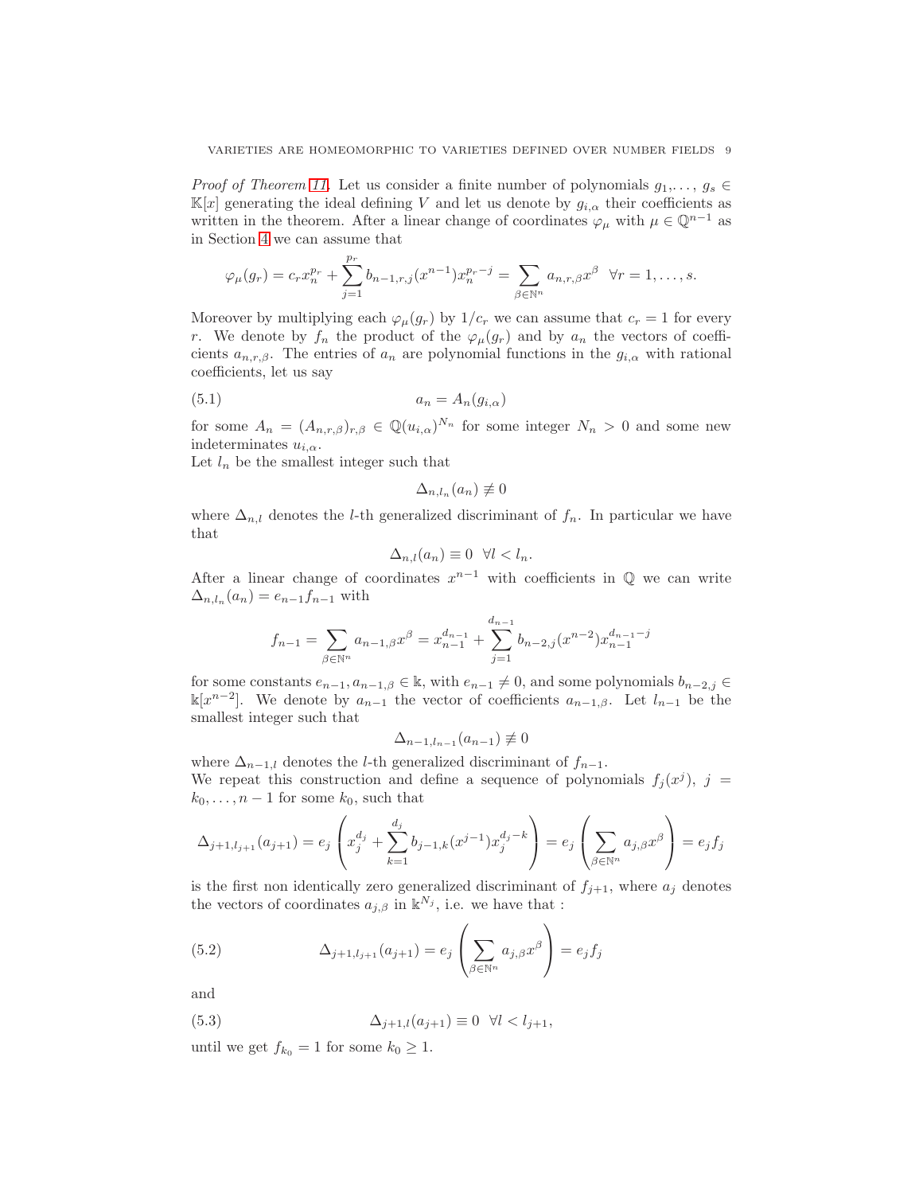*Proof of Theorem 11.* Let us consider a finite number of polynomials $g_1, \ldots, g_s \in \mathbb{K}[x]$ generating the ideal defining $V$ and let us denote by $g_{i,\alpha}$ their coefficients as written in the theorem. After a linear change of coordinates $\varphi_\mu$ with $\mu \in \mathbb{Q}^{n-1}$ as in Section 4 we can assume that

$$\varphi_\mu(g_r) = c_r x_n^{p_r} + \sum_{j=1}^{p_r} b_{n-1,r,j}(x^{n-1}) x_n^{p_r - j} = \sum_{\beta \in \mathbb{N}^n} a_{n,r,\beta} x^\beta \quad \forall r = 1, \ldots, s.$$

Moreover by multiplying each $\varphi_\mu(g_r)$ by $1/c_r$ we can assume that $c_r = 1$ for every $r$. We denote by $f_n$ the product of the $\varphi_\mu(g_r)$ and by $a_n$ the vectors of coefficients $a_{n,r,\beta}$. The entries of $a_n$ are polynomial functions in the $g_{i,\alpha}$ with rational coefficients, let us say

$$a_n = A_n(g_{i,\alpha}) \tag{5.1}$$

for some $A_n = (A_{n,r,\beta})_{r,\beta} \in \mathbb{Q}(u_{i,\alpha})^{N_n}$ for some integer $N_n > 0$ and some new indeterminates $u_{i,\alpha}$.
Let $l_n$ be the smallest integer such that

$$\Delta_{n,l_n}(a_n) \not\equiv 0$$

where $\Delta_{n,l}$ denotes the $l$-th generalized discriminant of $f_n$. In particular we have that

$$\Delta_{n,l}(a_n) \equiv 0 \quad \forall l < l_n.$$

After a linear change of coordinates $x^{n-1}$ with coefficients in $\mathbb{Q}$ we can write $\Delta_{n,l_n}(a_n) = e_{n-1} f_{n-1}$ with

$$f_{n-1} = \sum_{\beta \in \mathbb{N}^n} a_{n-1,\beta} x^\beta = x_{n-1}^{d_{n-1}} + \sum_{j=1}^{d_{n-1}} b_{n-2,j}(x^{n-2}) x_{n-1}^{d_{n-1}-j}$$

for some constants $e_{n-1}, a_{n-1,\beta} \in \Bbbk$, with $e_{n-1} \neq 0$, and some polynomials $b_{n-2,j} \in \Bbbk[x^{n-2}]$. We denote by $a_{n-1}$ the vector of coefficients $a_{n-1,\beta}$. Let $l_{n-1}$ be the smallest integer such that

$$\Delta_{n-1,l_{n-1}}(a_{n-1}) \not\equiv 0$$

where $\Delta_{n-1,l}$ denotes the $l$-th generalized discriminant of $f_{n-1}$.
We repeat this construction and define a sequence of polynomials $f_j(x^j)$, $j = k_0, \ldots, n-1$ for some $k_0$, such that

$$\Delta_{j+1,l_{j+1}}(a_{j+1}) = e_j \left( x_j^{d_j} + \sum_{k=1}^{d_j} b_{j-1,k}(x^{j-1}) x_j^{d_j - k} \right) = e_j \left( \sum_{\beta \in \mathbb{N}^n} a_{j,\beta} x^\beta \right) = e_j f_j$$

is the first non identically zero generalized discriminant of $f_{j+1}$, where $a_j$ denotes the vectors of coordinates $a_{j,\beta}$ in $\Bbbk^{N_j}$, i.e. we have that :

$$\Delta_{j+1,l_{j+1}}(a_{j+1}) = e_j \left( \sum_{\beta \in \mathbb{N}^n} a_{j,\beta} x^\beta \right) = e_j f_j \tag{5.2}$$

and

$$\Delta_{j+1,l}(a_{j+1}) \equiv 0 \quad \forall l < l_{j+1}, \tag{5.3}$$

until we get $f_{k_0} = 1$ for some $k_0 \geq 1$.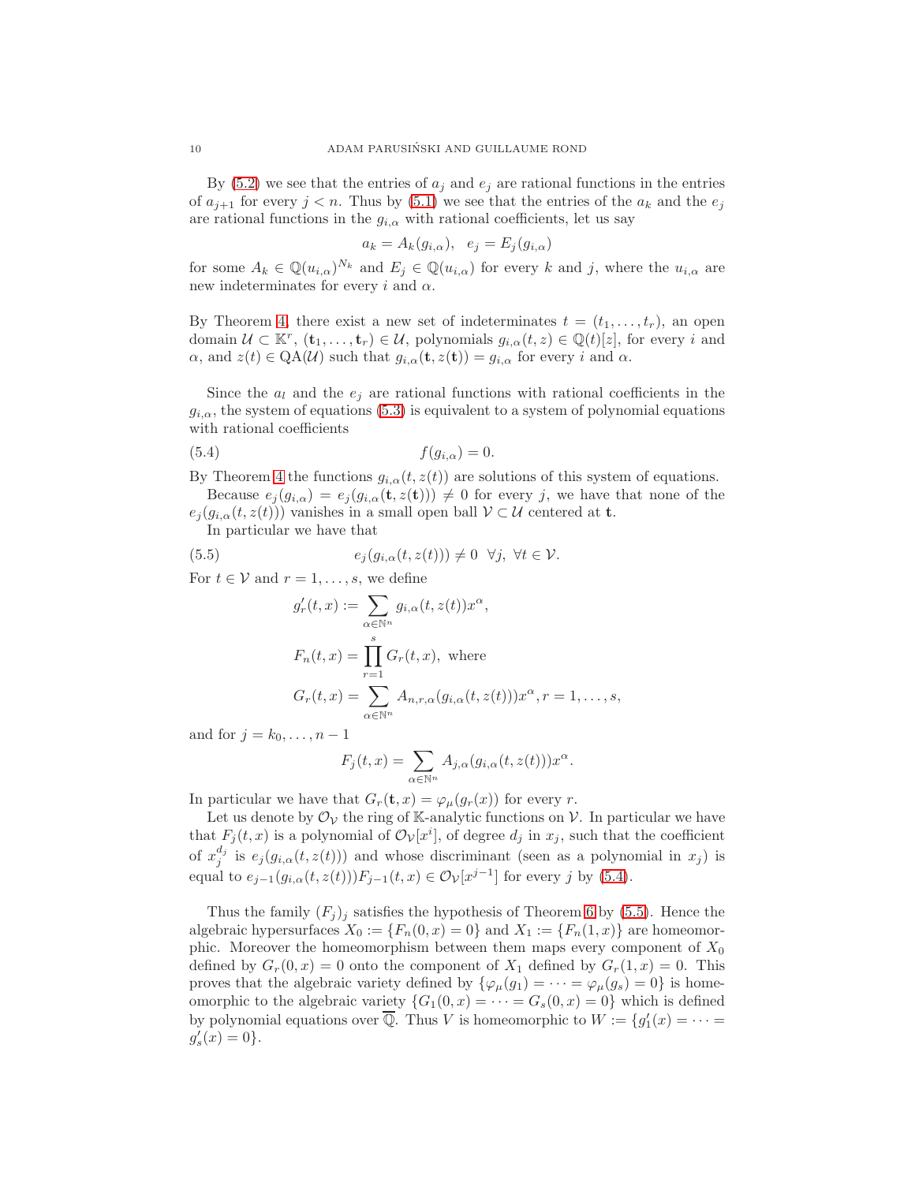By (5.2) we see that the entries of $a_j$ and $e_j$ are rational functions in the entries of $a_{j+1}$ for every $j < n$. Thus by (5.1) we see that the entries of the $a_k$ and the $e_j$ are rational functions in the $g_{i,\alpha}$ with rational coefficients, let us say

$$a_k = A_k(g_{i,\alpha}), \quad e_j = E_j(g_{i,\alpha})$$

for some $A_k \in \mathbb{Q}(u_{i,\alpha})^{N_k}$ and $E_j \in \mathbb{Q}(u_{i,\alpha})$ for every $k$ and $j$, where the $u_{i,\alpha}$ are new indeterminates for every $i$ and $\alpha$.

By Theorem 4, there exist a new set of indeterminates $t = (t_1, \ldots, t_r)$, an open domain $\mathcal{U} \subset \mathbb{K}^r$, $(\mathbf{t}_1, \ldots, \mathbf{t}_r) \in \mathcal{U}$, polynomials $g_{i,\alpha}(t,z) \in \mathbb{Q}(t)[z]$, for every $i$ and $\alpha$, and $z(t) \in \mathrm{QA}(\mathcal{U})$ such that $g_{i,\alpha}(\mathbf{t}, z(\mathbf{t})) = g_{i,\alpha}$ for every $i$ and $\alpha$.

Since the $a_l$ and the $e_j$ are rational functions with rational coefficients in the $g_{i,\alpha}$, the system of equations (5.3) is equivalent to a system of polynomial equations with rational coefficients

$$f(g_{i,\alpha}) = 0. \tag{5.4}$$

By Theorem 4 the functions $g_{i,\alpha}(t, z(t))$ are solutions of this system of equations.

Because $e_j(g_{i,\alpha}) = e_j(g_{i,\alpha}(\mathbf{t}, z(\mathbf{t}))) \neq 0$ for every $j$, we have that none of the $e_j(g_{i,\alpha}(t, z(t)))$ vanishes in a small open ball $\mathcal{V} \subset \mathcal{U}$ centered at $\mathbf{t}$.

In particular we have that

$$e_j(g_{i,\alpha}(t, z(t))) \neq 0 \ \ \forall j, \ \forall t \in \mathcal{V}. \tag{5.5}$$

For $t \in \mathcal{V}$ and $r = 1, \ldots, s$, we define

$$g'_r(t,x) := \sum_{\alpha \in \mathbb{N}^n} g_{i,\alpha}(t, z(t)) x^\alpha,$$

$$F_n(t,x) = \prod_{r=1}^{s} G_r(t,x), \text{ where}$$

$$G_r(t,x) = \sum_{\alpha \in \mathbb{N}^n} A_{n,r,\alpha}(g_{i,\alpha}(t, z(t))) x^\alpha, r = 1, \ldots, s,$$

and for $j = k_0, \ldots, n-1$

$$F_j(t,x) = \sum_{\alpha \in \mathbb{N}^n} A_{j,\alpha}(g_{i,\alpha}(t, z(t))) x^\alpha.$$

In particular we have that $G_r(\mathbf{t}, x) = \varphi_\mu(g_r(x))$ for every $r$.

Let us denote by $\mathcal{O}_\mathcal{V}$ the ring of $\mathbb{K}$-analytic functions on $\mathcal{V}$. In particular we have that $F_j(t,x)$ is a polynomial of $\mathcal{O}_\mathcal{V}[x^i]$, of degree $d_j$ in $x_j$, such that the coefficient of $x_j^{d_j}$ is $e_j(g_{i,\alpha}(t, z(t)))$ and whose discriminant (seen as a polynomial in $x_j$) is equal to $e_{j-1}(g_{i,\alpha}(t, z(t))) F_{j-1}(t,x) \in \mathcal{O}_\mathcal{V}[x^{j-1}]$ for every $j$ by (5.4).

Thus the family $(F_j)_j$ satisfies the hypothesis of Theorem 6 by (5.5). Hence the algebraic hypersurfaces $X_0 := \{F_n(0,x) = 0\}$ and $X_1 := \{F_n(1,x)\}$ are homeomorphic. Moreover the homeomorphism between them maps every component of $X_0$ defined by $G_r(0,x) = 0$ onto the component of $X_1$ defined by $G_r(1,x) = 0$. This proves that the algebraic variety defined by $\{\varphi_\mu(g_1) = \cdots = \varphi_\mu(g_s) = 0\}$ is homeomorphic to the algebraic variety $\{G_1(0,x) = \cdots = G_s(0,x) = 0\}$ which is defined by polynomial equations over $\overline{\mathbb{Q}}$. Thus $V$ is homeomorphic to $W := \{g'_1(x) = \cdots = g'_s(x) = 0\}$.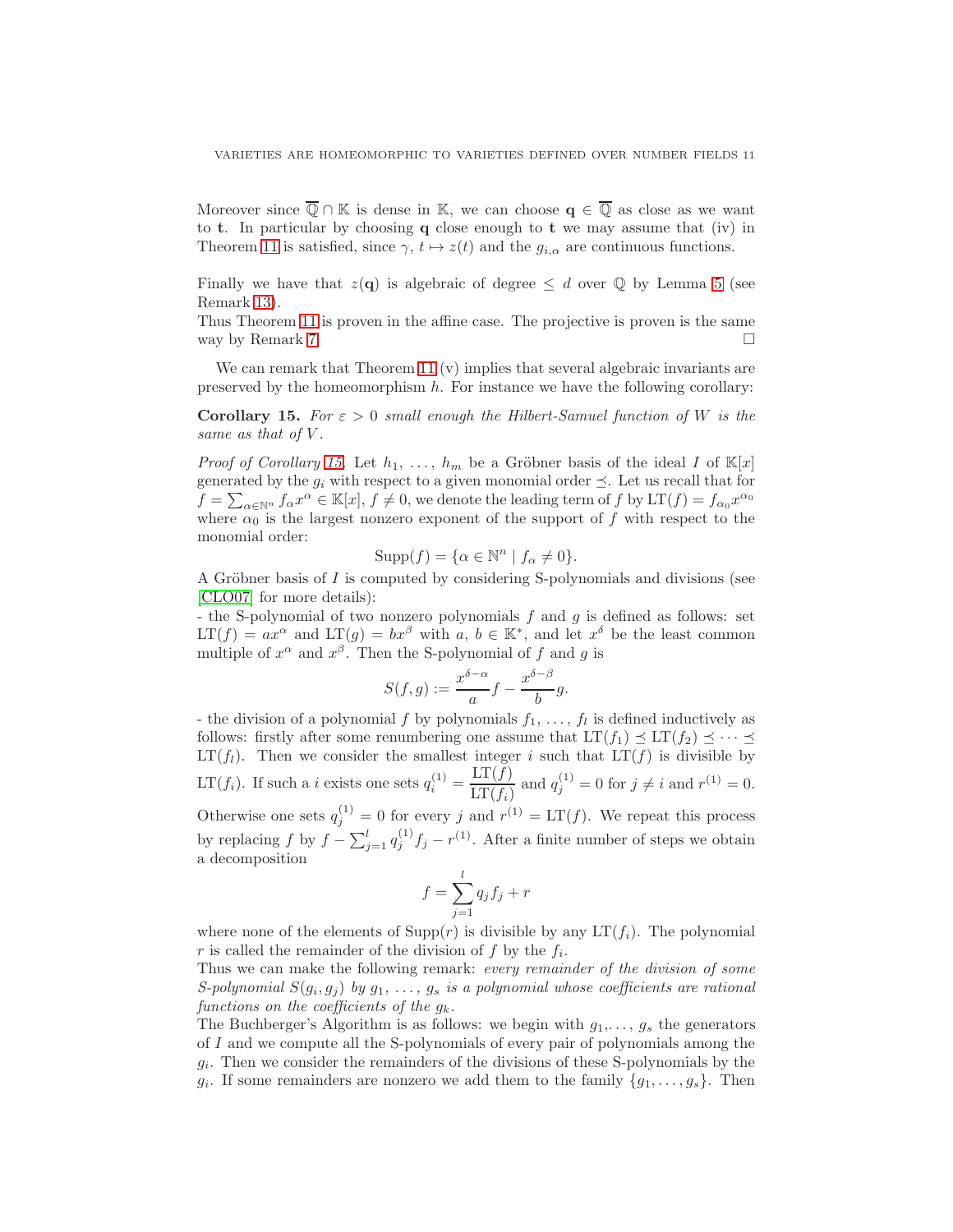Moreover since $\overline{\mathbb{Q}} \cap \mathbb{K}$ is dense in $\mathbb{K}$, we can choose $\mathbf{q} \in \overline{\mathbb{Q}}$ as close as we want to $\mathbf{t}$. In particular by choosing $\mathbf{q}$ close enough to $\mathbf{t}$ we may assume that (iv) in Theorem 11 is satisfied, since $\gamma$, $t \mapsto z(t)$ and the $g_{i,\alpha}$ are continuous functions.

Finally we have that $z(\mathbf{q})$ is algebraic of degree $\leq d$ over $\mathbb{Q}$ by Lemma 5 (see Remark 13).
Thus Theorem 11 is proven in the affine case. The projective is proven is the same way by Remark 7. $\square$

We can remark that Theorem 11 (v) implies that several algebraic invariants are preserved by the homeomorphism $h$. For instance we have the following corollary:

**Corollary 15.** *For $\varepsilon > 0$ small enough the Hilbert-Samuel function of $W$ is the same as that of $V$.*

*Proof of Corollary 15.* Let $h_1, \ldots, h_m$ be a Gröbner basis of the ideal $I$ of $\mathbb{K}[x]$ generated by the $g_i$ with respect to a given monomial order $\preceq$. Let us recall that for $f = \sum_{\alpha\in\mathbb{N}^n} f_\alpha x^\alpha \in \mathbb{K}[x]$, $f \neq 0$, we denote the leading term of $f$ by $\mathrm{LT}(f) = f_{\alpha_0} x^{\alpha_0}$ where $\alpha_0$ is the largest nonzero exponent of the support of $f$ with respect to the monomial order:

$$\mathrm{Supp}(f) = \{\alpha \in \mathbb{N}^n \mid f_\alpha \neq 0\}.$$

A Gröbner basis of $I$ is computed by considering S-polynomials and divisions (see [CLO07] for more details):
- the S-polynomial of two nonzero polynomials $f$ and $g$ is defined as follows: set $\mathrm{LT}(f) = ax^\alpha$ and $\mathrm{LT}(g) = bx^\beta$ with $a, b \in \mathbb{K}^*$, and let $x^\delta$ be the least common multiple of $x^\alpha$ and $x^\beta$. Then the S-polynomial of $f$ and $g$ is

$$S(f, g) := \frac{x^{\delta-\alpha}}{a} f - \frac{x^{\delta-\beta}}{b} g.$$

- the division of a polynomial $f$ by polynomials $f_1, \ldots, f_l$ is defined inductively as follows: firstly after some renumbering one assume that $\mathrm{LT}(f_1) \preceq \mathrm{LT}(f_2) \preceq \cdots \preceq \mathrm{LT}(f_l)$. Then we consider the smallest integer $i$ such that $\mathrm{LT}(f)$ is divisible by $\mathrm{LT}(f_i)$. If such a $i$ exists one sets $q_i^{(1)} = \dfrac{\mathrm{LT}(f)}{\mathrm{LT}(f_i)}$ and $q_j^{(1)} = 0$ for $j \neq i$ and $r^{(1)} = 0$. Otherwise one sets $q_j^{(1)} = 0$ for every $j$ and $r^{(1)} = \mathrm{LT}(f)$. We repeat this process by replacing $f$ by $f - \sum_{j=1}^{l} q_j^{(1)} f_j - r^{(1)}$. After a finite number of steps we obtain a decomposition

$$f = \sum_{j=1}^{l} q_j f_j + r$$

where none of the elements of $\mathrm{Supp}(r)$ is divisible by any $\mathrm{LT}(f_i)$. The polynomial $r$ is called the remainder of the division of $f$ by the $f_i$.
Thus we can make the following remark: *every remainder of the division of some S-polynomial $S(g_i, g_j)$ by $g_1, \ldots, g_s$ is a polynomial whose coefficients are rational functions on the coefficients of the $g_k$.*
The Buchberger's Algorithm is as follows: we begin with $g_1, \ldots, g_s$ the generators of $I$ and we compute all the S-polynomials of every pair of polynomials among the $g_i$. Then we consider the remainders of the divisions of these S-polynomials by the $g_i$. If some remainders are nonzero we add them to the family $\{g_1, \ldots, g_s\}$. Then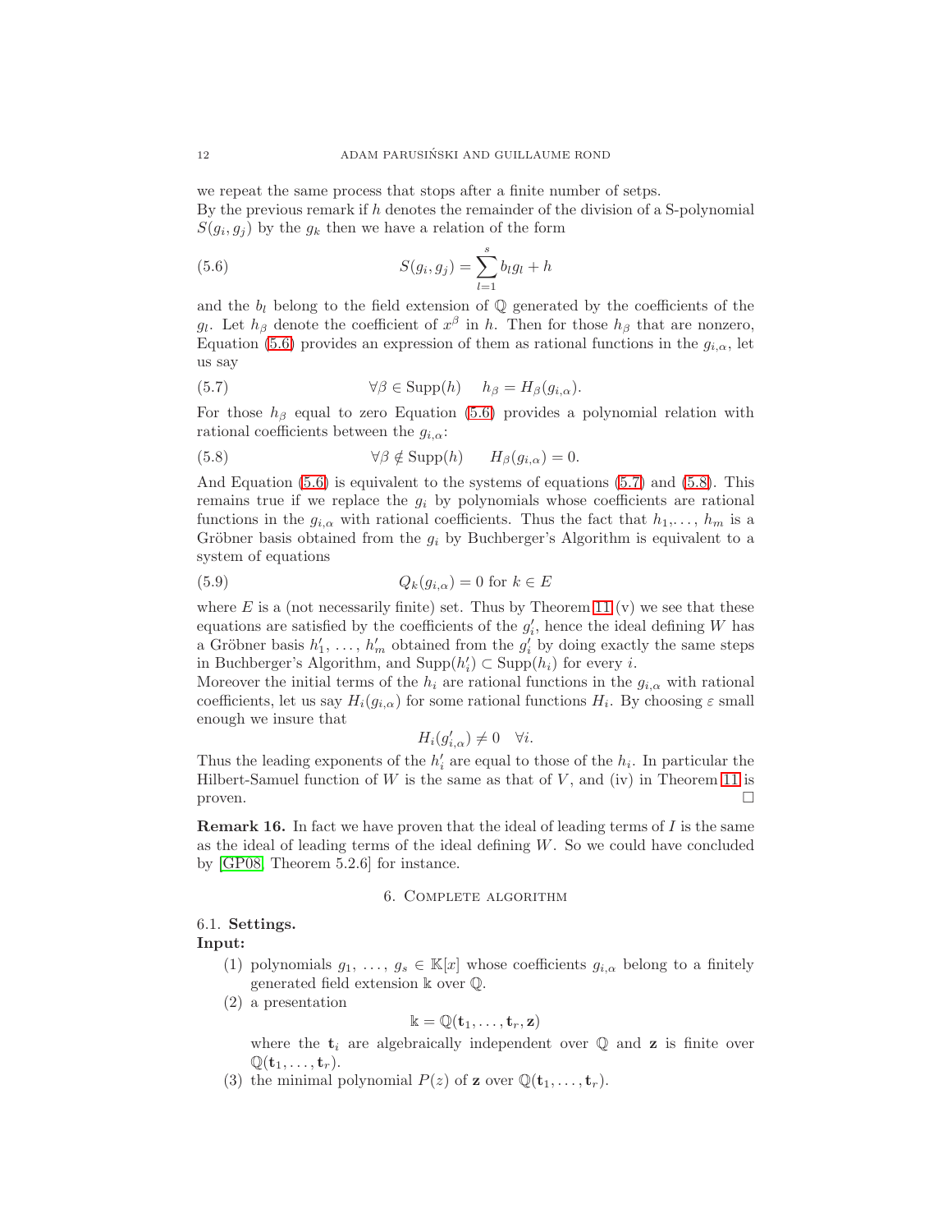we repeat the same process that stops after a finite number of setps.
By the previous remark if $h$ denotes the remainder of the division of a S-polynomial $S(g_i, g_j)$ by the $g_k$ then we have a relation of the form

$$S(g_i, g_j) = \sum_{l=1}^{s} b_l g_l + h \tag{5.6}$$

and the $b_l$ belong to the field extension of $\mathbb{Q}$ generated by the coefficients of the $g_l$. Let $h_\beta$ denote the coefficient of $x^\beta$ in $h$. Then for those $h_\beta$ that are nonzero, Equation (5.6) provides an expression of them as rational functions in the $g_{i,\alpha}$, let us say

$$\forall \beta \in \mathrm{Supp}(h) \quad h_\beta = H_\beta(g_{i,\alpha}). \tag{5.7}$$

For those $h_\beta$ equal to zero Equation (5.6) provides a polynomial relation with rational coefficients between the $g_{i,\alpha}$:

$$\forall \beta \notin \mathrm{Supp}(h) \quad H_\beta(g_{i,\alpha}) = 0. \tag{5.8}$$

And Equation (5.6) is equivalent to the systems of equations (5.7) and (5.8). This remains true if we replace the $g_i$ by polynomials whose coefficients are rational functions in the $g_{i,\alpha}$ with rational coefficients. Thus the fact that $h_1, \ldots, h_m$ is a Gröbner basis obtained from the $g_i$ by Buchberger's Algorithm is equivalent to a system of equations

$$Q_k(g_{i,\alpha}) = 0 \text{ for } k \in E \tag{5.9}$$

where $E$ is a (not necessarily finite) set. Thus by Theorem 11 (v) we see that these equations are satisfied by the coefficients of the $g'_i$, hence the ideal defining $W$ has a Gröbner basis $h'_1, \ldots, h'_m$ obtained from the $g'_i$ by doing exactly the same steps in Buchberger's Algorithm, and $\mathrm{Supp}(h'_i) \subset \mathrm{Supp}(h_i)$ for every $i$.
Moreover the initial terms of the $h_i$ are rational functions in the $g_{i,\alpha}$ with rational coefficients, let us say $H_i(g_{i,\alpha})$ for some rational functions $H_i$. By choosing $\varepsilon$ small enough we insure that

$$H_i(g'_{i,\alpha}) \neq 0 \quad \forall i.$$

Thus the leading exponents of the $h'_i$ are equal to those of the $h_i$. In particular the Hilbert-Samuel function of $W$ is the same as that of $V$, and (iv) in Theorem 11 is proven. □

**Remark 16.** In fact we have proven that the ideal of leading terms of $I$ is the same as the ideal of leading terms of the ideal defining $W$. So we could have concluded by [GP08, Theorem 5.2.6] for instance.

## 6. Complete algorithm

### 6.1. Settings.

**Input:**

1. polynomials $g_1, \ldots, g_s \in \mathbb{K}[x]$ whose coefficients $g_{i,\alpha}$ belong to a finitely generated field extension $\Bbbk$ over $\mathbb{Q}$.
2. a presentation
$$\Bbbk = \mathbb{Q}(\mathbf{t}_1, \ldots, \mathbf{t}_r, \mathbf{z})$$
where the $\mathbf{t}_i$ are algebraically independent over $\mathbb{Q}$ and $\mathbf{z}$ is finite over $\mathbb{Q}(\mathbf{t}_1, \ldots, \mathbf{t}_r)$.
3. the minimal polynomial $P(z)$ of $\mathbf{z}$ over $\mathbb{Q}(\mathbf{t}_1, \ldots, \mathbf{t}_r)$.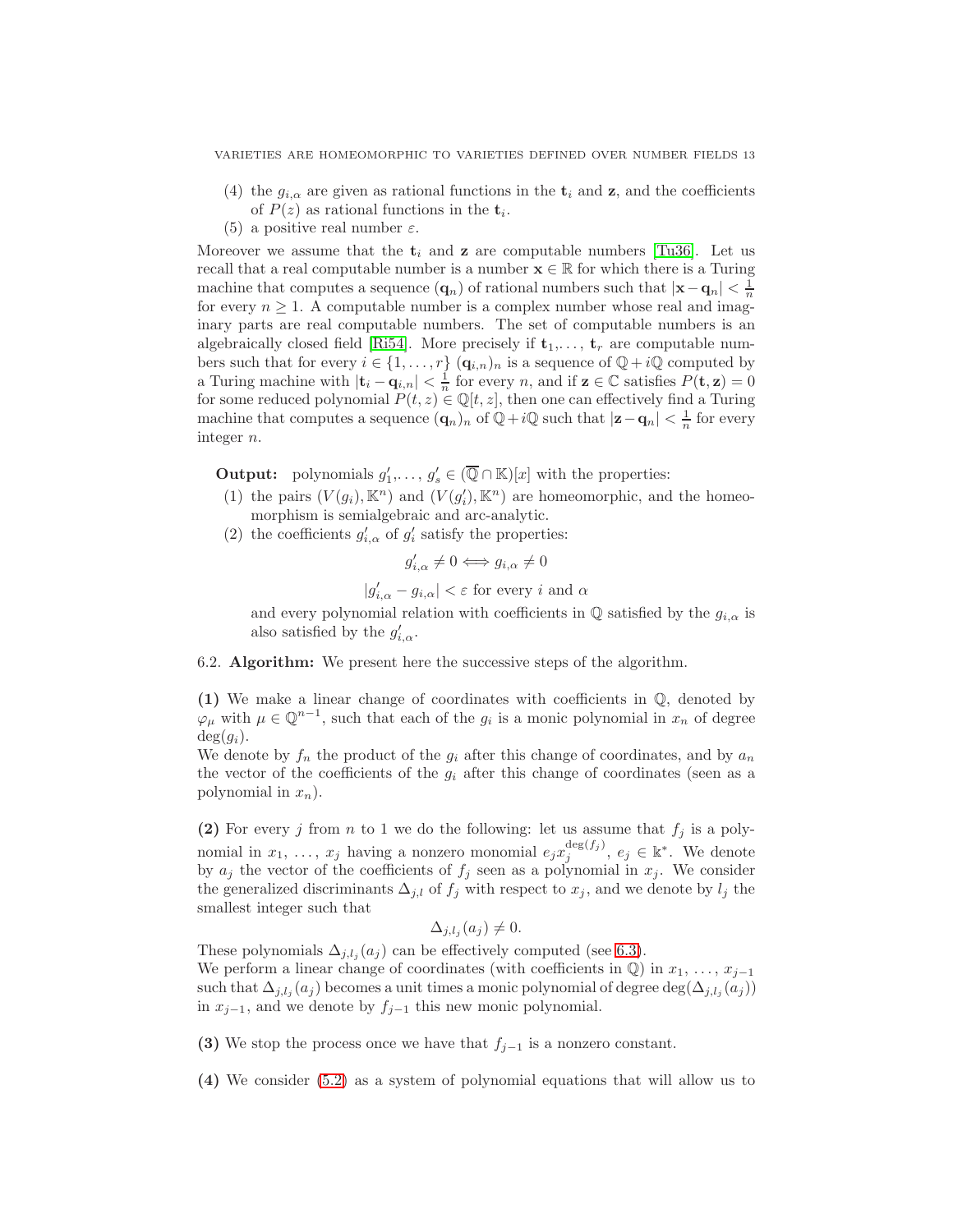(4) the $g_{i,\alpha}$ are given as rational functions in the $\mathbf{t}_i$ and $\mathbf{z}$, and the coefficients of $P(z)$ as rational functions in the $\mathbf{t}_i$.

(5) a positive real number $\varepsilon$.

Moreover we assume that the $\mathbf{t}_i$ and $\mathbf{z}$ are computable numbers [Tu36]. Let us recall that a real computable number is a number $\mathbf{x} \in \mathbb{R}$ for which there is a Turing machine that computes a sequence $(\mathbf{q}_n)$ of rational numbers such that $|\mathbf{x} - \mathbf{q}_n| < \frac{1}{n}$ for every $n \geq 1$. A computable number is a complex number whose real and imaginary parts are real computable numbers. The set of computable numbers is an algebraically closed field [Ri54]. More precisely if $\mathbf{t}_1, \ldots, \mathbf{t}_r$ are computable numbers such that for every $i \in \{1, \ldots, r\}$ $(\mathbf{q}_{i,n})_n$ is a sequence of $\mathbb{Q} + i\mathbb{Q}$ computed by a Turing machine with $|\mathbf{t}_i - \mathbf{q}_{i,n}| < \frac{1}{n}$ for every $n$, and if $\mathbf{z} \in \mathbb{C}$ satisfies $P(\mathbf{t}, \mathbf{z}) = 0$ for some reduced polynomial $P(t, z) \in \mathbb{Q}[t, z]$, then one can effectively find a Turing machine that computes a sequence $(\mathbf{q}_n)_n$ of $\mathbb{Q} + i\mathbb{Q}$ such that $|\mathbf{z} - \mathbf{q}_n| < \frac{1}{n}$ for every integer $n$.

**Output:** polynomials $g'_1, \ldots, g'_s \in (\overline{\mathbb{Q}} \cap \mathbb{K})[x]$ with the properties:

(1) the pairs $(V(g_i), \mathbb{K}^n)$ and $(V(g'_i), \mathbb{K}^n)$ are homeomorphic, and the homeomorphism is semialgebraic and arc-analytic.

(2) the coefficients $g'_{i,\alpha}$ of $g'_i$ satisfy the properties:

$$g'_{i,\alpha} \neq 0 \iff g_{i,\alpha} \neq 0$$

$$|g'_{i,\alpha} - g_{i,\alpha}| < \varepsilon \text{ for every } i \text{ and } \alpha$$

and every polynomial relation with coefficients in $\mathbb{Q}$ satisfied by the $g_{i,\alpha}$ is also satisfied by the $g'_{i,\alpha}$.

6.2. **Algorithm:** We present here the successive steps of the algorithm.

**(1)** We make a linear change of coordinates with coefficients in $\mathbb{Q}$, denoted by $\varphi_\mu$ with $\mu \in \mathbb{Q}^{n-1}$, such that each of the $g_i$ is a monic polynomial in $x_n$ of degree $\deg(g_i)$.
We denote by $f_n$ the product of the $g_i$ after this change of coordinates, and by $a_n$ the vector of the coefficients of the $g_i$ after this change of coordinates (seen as a polynomial in $x_n$).

**(2)** For every $j$ from $n$ to 1 we do the following: let us assume that $f_j$ is a polynomial in $x_1, \ldots, x_j$ having a nonzero monomial $e_j x_j^{\deg(f_j)}$, $e_j \in \mathbb{k}^*$. We denote by $a_j$ the vector of the coefficients of $f_j$ seen as a polynomial in $x_j$. We consider the generalized discriminants $\Delta_{j,l}$ of $f_j$ with respect to $x_j$, and we denote by $l_j$ the smallest integer such that

$$\Delta_{j,l_j}(a_j) \neq 0.$$

These polynomials $\Delta_{j,l_j}(a_j)$ can be effectively computed (see 6.3).
We perform a linear change of coordinates (with coefficients in $\mathbb{Q}$) in $x_1, \ldots, x_{j-1}$ such that $\Delta_{j,l_j}(a_j)$ becomes a unit times a monic polynomial of degree $\deg(\Delta_{j,l_j}(a_j))$ in $x_{j-1}$, and we denote by $f_{j-1}$ this new monic polynomial.

**(3)** We stop the process once we have that $f_{j-1}$ is a nonzero constant.

**(4)** We consider (5.2) as a system of polynomial equations that will allow us to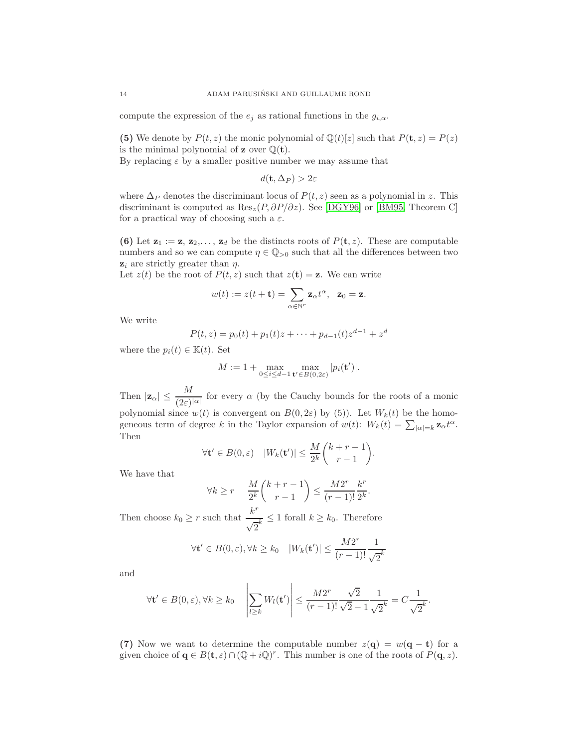compute the expression of the $e_j$ as rational functions in the $g_{i,\alpha}$.

**(5)** We denote by $P(t,z)$ the monic polynomial of $\mathbb{Q}(t)[z]$ such that $P(\mathbf{t},z) = P(z)$ is the minimal polynomial of $\mathbf{z}$ over $\mathbb{Q}(\mathbf{t})$.
By replacing $\varepsilon$ by a smaller positive number we may assume that

$$d(\mathbf{t}, \Delta_P) > 2\varepsilon$$

where $\Delta_P$ denotes the discriminant locus of $P(t,z)$ seen as a polynomial in $z$. This discriminant is computed as $\mathrm{Res}_z(P, \partial P/\partial z)$. See [DGY96] or [BM95, Theorem C] for a practical way of choosing such a $\varepsilon$.

**(6)** Let $\mathbf{z}_1 := \mathbf{z}$, $\mathbf{z}_2, \ldots, \mathbf{z}_d$ be the distincts roots of $P(\mathbf{t}, z)$. These are computable numbers and so we can compute $\eta \in \mathbb{Q}_{>0}$ such that all the differences between two $\mathbf{z}_i$ are strictly greater than $\eta$.
Let $z(t)$ be the root of $P(t,z)$ such that $z(\mathbf{t}) = \mathbf{z}$. We can write

$$w(t) := z(t + \mathbf{t}) = \sum_{\alpha \in \mathbb{N}^r} \mathbf{z}_\alpha t^\alpha, \quad \mathbf{z}_0 = \mathbf{z}.$$

We write

$$P(t,z) = p_0(t) + p_1(t)z + \cdots + p_{d-1}(t)z^{d-1} + z^d$$

where the $p_i(t) \in \mathbb{K}(t)$. Set

$$M := 1 + \max_{0 \le i \le d-1} \max_{\mathbf{t}' \in B(0,2\varepsilon)} |p_i(\mathbf{t}')|.$$

Then $|\mathbf{z}_\alpha| \le \dfrac{M}{(2\varepsilon)^{|\alpha|}}$ for every $\alpha$ (by the Cauchy bounds for the roots of a monic polynomial since $w(t)$ is convergent on $B(0, 2\varepsilon)$ by (5)). Let $W_k(t)$ be the homogeneous term of degree $k$ in the Taylor expansion of $w(t)$: $W_k(t) = \sum_{|\alpha|=k} \mathbf{z}_\alpha t^\alpha$. Then

$$\forall \mathbf{t}' \in B(0,\varepsilon) \quad |W_k(\mathbf{t}')| \le \frac{M}{2^k} \binom{k+r-1}{r-1}.$$

We have that

$$\forall k \ge r \quad \frac{M}{2^k} \binom{k+r-1}{r-1} \le \frac{M 2^r}{(r-1)!} \frac{k^r}{2^k}.$$

Then choose $k_0 \ge r$ such that $\dfrac{k^r}{\sqrt{2}^k} \le 1$ forall $k \ge k_0$. Therefore

$$\forall \mathbf{t}' \in B(0,\varepsilon), \forall k \ge k_0 \quad |W_k(\mathbf{t}')| \le \frac{M 2^r}{(r-1)!} \frac{1}{\sqrt{2}^k}$$

and

$$\forall \mathbf{t}' \in B(0,\varepsilon), \forall k \ge k_0 \quad \left| \sum_{l \ge k} W_l(\mathbf{t}') \right| \le \frac{M 2^r}{(r-1)!} \frac{\sqrt{2}}{\sqrt{2}-1} \frac{1}{\sqrt{2}^k} = C \frac{1}{\sqrt{2}^k}.$$

**(7)** Now we want to determine the computable number $z(\mathbf{q}) = w(\mathbf{q} - \mathbf{t})$ for a given choice of $\mathbf{q} \in B(\mathbf{t}, \varepsilon) \cap (\mathbb{Q} + i\mathbb{Q})^r$. This number is one of the roots of $P(\mathbf{q}, z)$.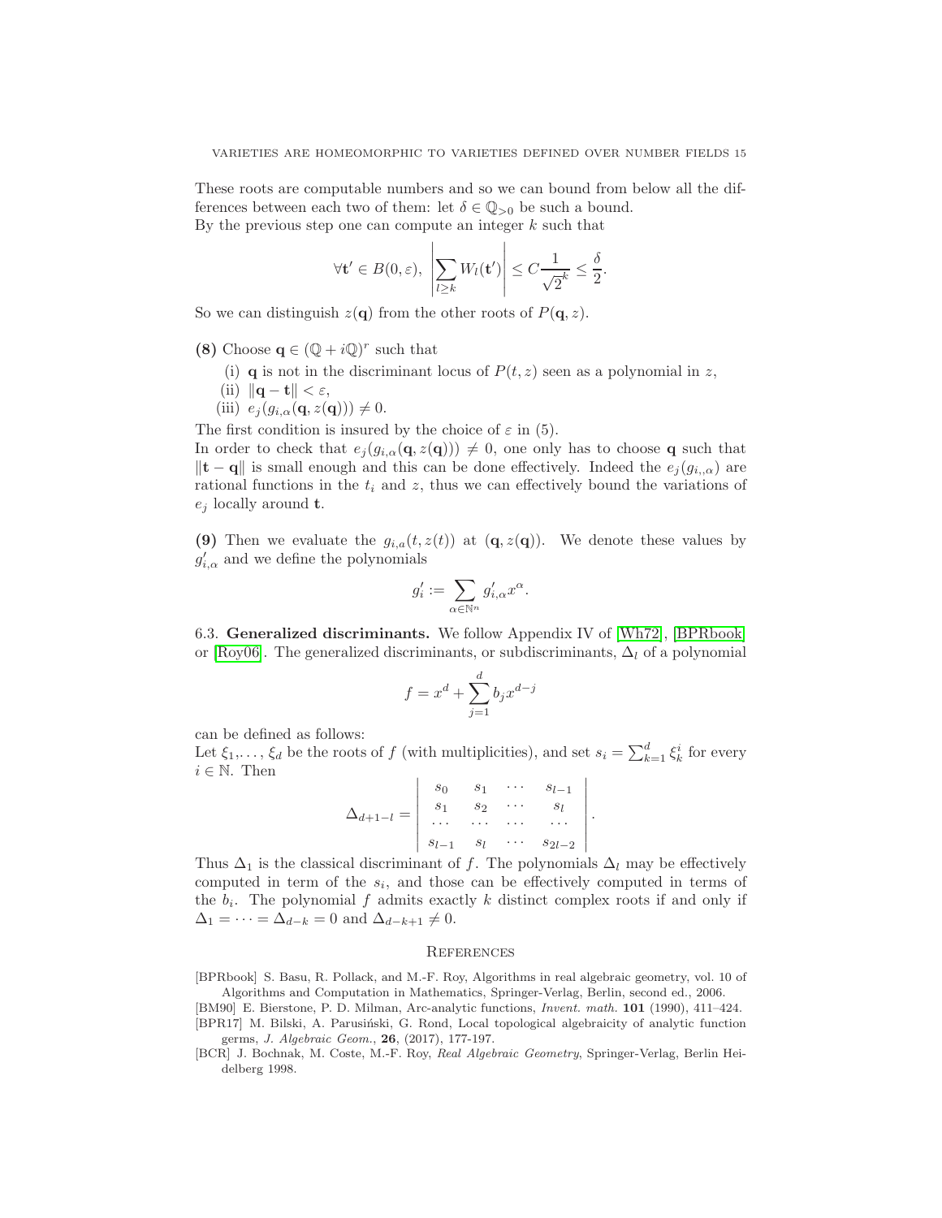These roots are computable numbers and so we can bound from below all the differences between each two of them: let $\delta \in \mathbb{Q}_{>0}$ be such a bound.
By the previous step one can compute an integer $k$ such that

$$\forall \mathbf{t}' \in B(0,\varepsilon), \left|\sum_{l\geq k} W_l(\mathbf{t}')\right| \leq C\frac{1}{\sqrt{2}^k} \leq \frac{\delta}{2}.$$

So we can distinguish $z(\mathbf{q})$ from the other roots of $P(\mathbf{q}, z)$.

**(8)** Choose $\mathbf{q} \in (\mathbb{Q} + i\mathbb{Q})^r$ such that

(i) $\mathbf{q}$ is not in the discriminant locus of $P(t, z)$ seen as a polynomial in $z$,

(ii) $\|\mathbf{q} - \mathbf{t}\| < \varepsilon$,

(iii) $e_j(g_{i,\alpha}(\mathbf{q}, z(\mathbf{q}))) \neq 0$.

The first condition is insured by the choice of $\varepsilon$ in (5).
In order to check that $e_j(g_{i,\alpha}(\mathbf{q}, z(\mathbf{q}))) \neq 0$, one only has to choose $\mathbf{q}$ such that $\|\mathbf{t} - \mathbf{q}\|$ is small enough and this can be done effectively. Indeed the $e_j(g_{i,,\alpha})$ are rational functions in the $t_i$ and $z$, thus we can effectively bound the variations of $e_j$ locally around $\mathbf{t}$.

**(9)** Then we evaluate the $g_{i,a}(t, z(t))$ at $(\mathbf{q}, z(\mathbf{q}))$. We denote these values by $g'_{i,\alpha}$ and we define the polynomials

$$g'_i := \sum_{\alpha\in\mathbb{N}^n} g'_{i,\alpha} x^\alpha.$$

6.3. **Generalized discriminants.** We follow Appendix IV of [Wh72], [BPRbook] or [Roy06]. The generalized discriminants, or subdiscriminants, $\Delta_l$ of a polynomial

$$f = x^d + \sum_{j=1}^{d} b_j x^{d-j}$$

can be defined as follows:
Let $\xi_1, \ldots, \xi_d$ be the roots of $f$ (with multiplicities), and set $s_i = \sum_{k=1}^{d} \xi_k^i$ for every $i \in \mathbb{N}$. Then

$$\Delta_{d+1-l} = \begin{vmatrix} s_0 & s_1 & \cdots & s_{l-1} \\ s_1 & s_2 & \cdots & s_l \\ \cdots & \cdots & \cdots & \cdots \\ s_{l-1} & s_l & \cdots & s_{2l-2} \end{vmatrix}.$$

Thus $\Delta_1$ is the classical discriminant of $f$. The polynomials $\Delta_l$ may be effectively computed in term of the $s_i$, and those can be effectively computed in terms of the $b_i$. The polynomial $f$ admits exactly $k$ distinct complex roots if and only if $\Delta_1 = \cdots = \Delta_{d-k} = 0$ and $\Delta_{d-k+1} \neq 0$.

## References

[BPRbook] S. Basu, R. Pollack, and M.-F. Roy, Algorithms in real algebraic geometry, vol. 10 of Algorithms and Computation in Mathematics, Springer-Verlag, Berlin, second ed., 2006.

[BM90] E. Bierstone, P. D. Milman, Arc-analytic functions, *Invent. math.* **101** (1990), 411–424.

[BPR17] M. Bilski, A. Parusiński, G. Rond, Local topological algebraicity of analytic function germs, *J. Algebraic Geom.*, **26**, (2017), 177-197.

[BCR] J. Bochnak, M. Coste, M.-F. Roy, *Real Algebraic Geometry*, Springer-Verlag, Berlin Heidelberg 1998.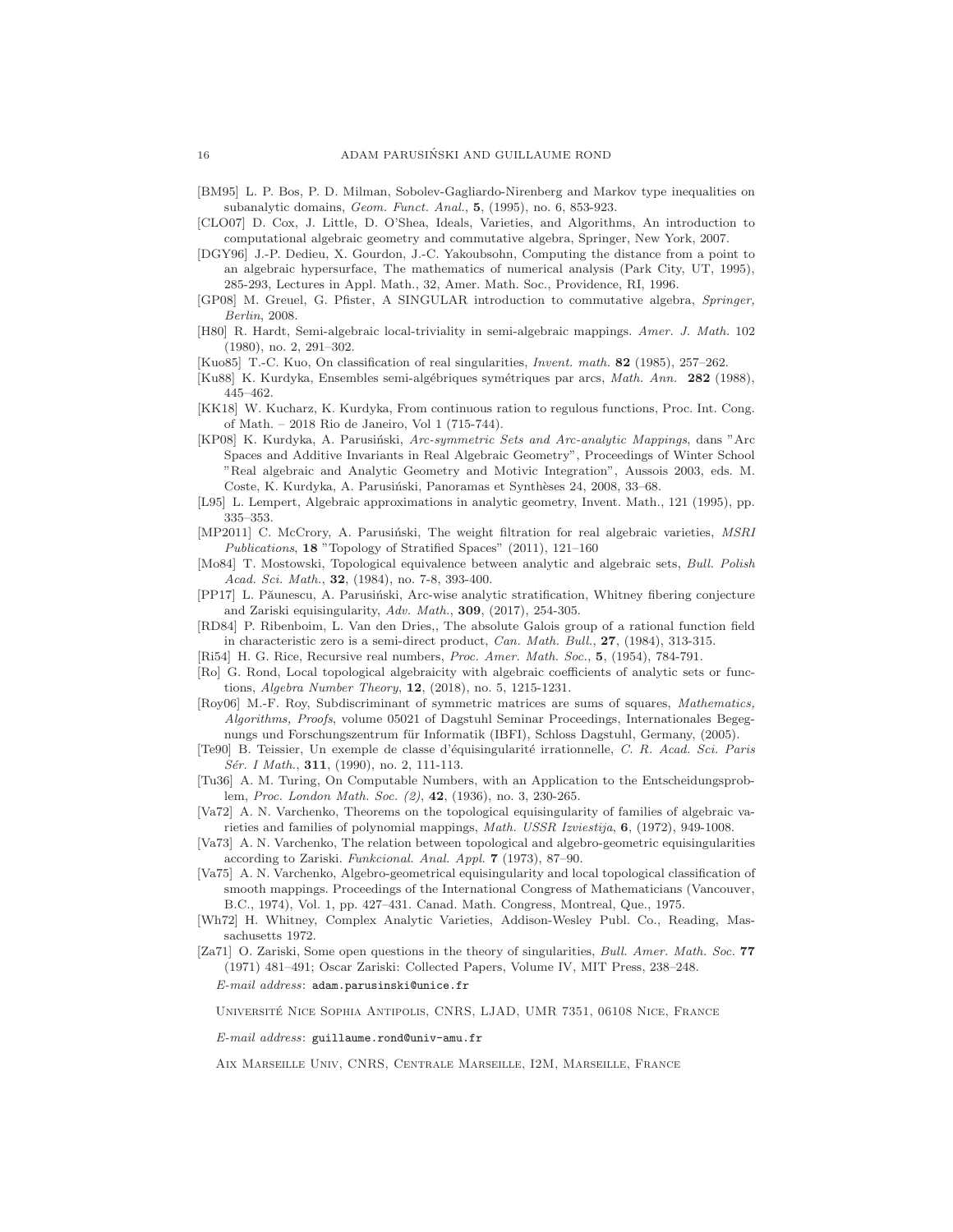[BM95] L. P. Bos, P. D. Milman, Sobolev-Gagliardo-Nirenberg and Markov type inequalities on subanalytic domains, *Geom. Funct. Anal.*, **5**, (1995), no. 6, 853-923.

[CLO07] D. Cox, J. Little, D. O'Shea, Ideals, Varieties, and Algorithms, An introduction to computational algebraic geometry and commutative algebra, Springer, New York, 2007.

[DGY96] J.-P. Dedieu, X. Gourdon, J.-C. Yakoubsohn, Computing the distance from a point to an algebraic hypersurface, The mathematics of numerical analysis (Park City, UT, 1995), 285-293, Lectures in Appl. Math., 32, Amer. Math. Soc., Providence, RI, 1996.

[GP08] M. Greuel, G. Pfister, A SINGULAR introduction to commutative algebra, *Springer, Berlin*, 2008.

[H80] R. Hardt, Semi-algebraic local-triviality in semi-algebraic mappings. *Amer. J. Math.* 102 (1980), no. 2, 291–302.

[Kuo85] T.-C. Kuo, On classification of real singularities, *Invent. math.* **82** (1985), 257–262.

[Ku88] K. Kurdyka, Ensembles semi-algébriques symétriques par arcs, *Math. Ann.* **282** (1988), 445–462.

[KK18] W. Kucharz, K. Kurdyka, From continuous ration to regulous functions, Proc. Int. Cong. of Math. – 2018 Rio de Janeiro, Vol 1 (715-744).

[KP08] K. Kurdyka, A. Parusiński, *Arc-symmetric Sets and Arc-analytic Mappings*, dans "Arc Spaces and Additive Invariants in Real Algebraic Geometry", Proceedings of Winter School "Real algebraic and Analytic Geometry and Motivic Integration", Aussois 2003, eds. M. Coste, K. Kurdyka, A. Parusiński, Panoramas et Synthèses 24, 2008, 33–68.

[L95] L. Lempert, Algebraic approximations in analytic geometry, Invent. Math., 121 (1995), pp. 335–353.

[MP2011] C. McCrory, A. Parusiński, The weight filtration for real algebraic varieties, *MSRI Publications*, **18** "Topology of Stratified Spaces" (2011), 121–160

[Mo84] T. Mostowski, Topological equivalence between analytic and algebraic sets, *Bull. Polish Acad. Sci. Math.*, **32**, (1984), no. 7-8, 393-400.

[PP17] L. Păunescu, A. Parusiński, Arc-wise analytic stratification, Whitney fibering conjecture and Zariski equisingularity, *Adv. Math.*, **309**, (2017), 254-305.

[RD84] P. Ribenboim, L. Van den Dries,, The absolute Galois group of a rational function field in characteristic zero is a semi-direct product, *Can. Math. Bull.*, **27**, (1984), 313-315.

[Ri54] H. G. Rice, Recursive real numbers, *Proc. Amer. Math. Soc.*, **5**, (1954), 784-791.

[Ro] G. Rond, Local topological algebraicity with algebraic coefficients of analytic sets or functions, *Algebra Number Theory*, **12**, (2018), no. 5, 1215-1231.

[Roy06] M.-F. Roy, Subdiscriminant of symmetric matrices are sums of squares, *Mathematics, Algorithms, Proofs*, volume 05021 of Dagstuhl Seminar Proceedings, Internationales Begegnungs und Forschungszentrum für Informatik (IBFI), Schloss Dagstuhl, Germany, (2005).

[Te90] B. Teissier, Un exemple de classe d'équisingularité irrationnelle, *C. R. Acad. Sci. Paris Sér. I Math.*, **311**, (1990), no. 2, 111-113.

[Tu36] A. M. Turing, On Computable Numbers, with an Application to the Entscheidungsproblem, *Proc. London Math. Soc. (2)*, **42**, (1936), no. 3, 230-265.

[Va72] A. N. Varchenko, Theorems on the topological equisingularity of families of algebraic varieties and families of polynomial mappings, *Math. USSR Izviestija*, **6**, (1972), 949-1008.

[Va73] A. N. Varchenko, The relation between topological and algebro-geometric equisingularities according to Zariski. *Funkcional. Anal. Appl.* **7** (1973), 87–90.

[Va75] A. N. Varchenko, Algebro-geometrical equisingularity and local topological classification of smooth mappings. Proceedings of the International Congress of Mathematicians (Vancouver, B.C., 1974), Vol. 1, pp. 427–431. Canad. Math. Congress, Montreal, Que., 1975.

[Wh72] H. Whitney, Complex Analytic Varieties, Addison-Wesley Publ. Co., Reading, Massachusetts 1972.

[Za71] O. Zariski, Some open questions in the theory of singularities, *Bull. Amer. Math. Soc.* **77** (1971) 481–491; Oscar Zariski: Collected Papers, Volume IV, MIT Press, 238–248.

*E-mail address*: adam.parusinski@unice.fr

Université Nice Sophia Antipolis, CNRS, LJAD, UMR 7351, 06108 Nice, France

*E-mail address*: guillaume.rond@univ-amu.fr

Aix Marseille Univ, CNRS, Centrale Marseille, I2M, Marseille, France